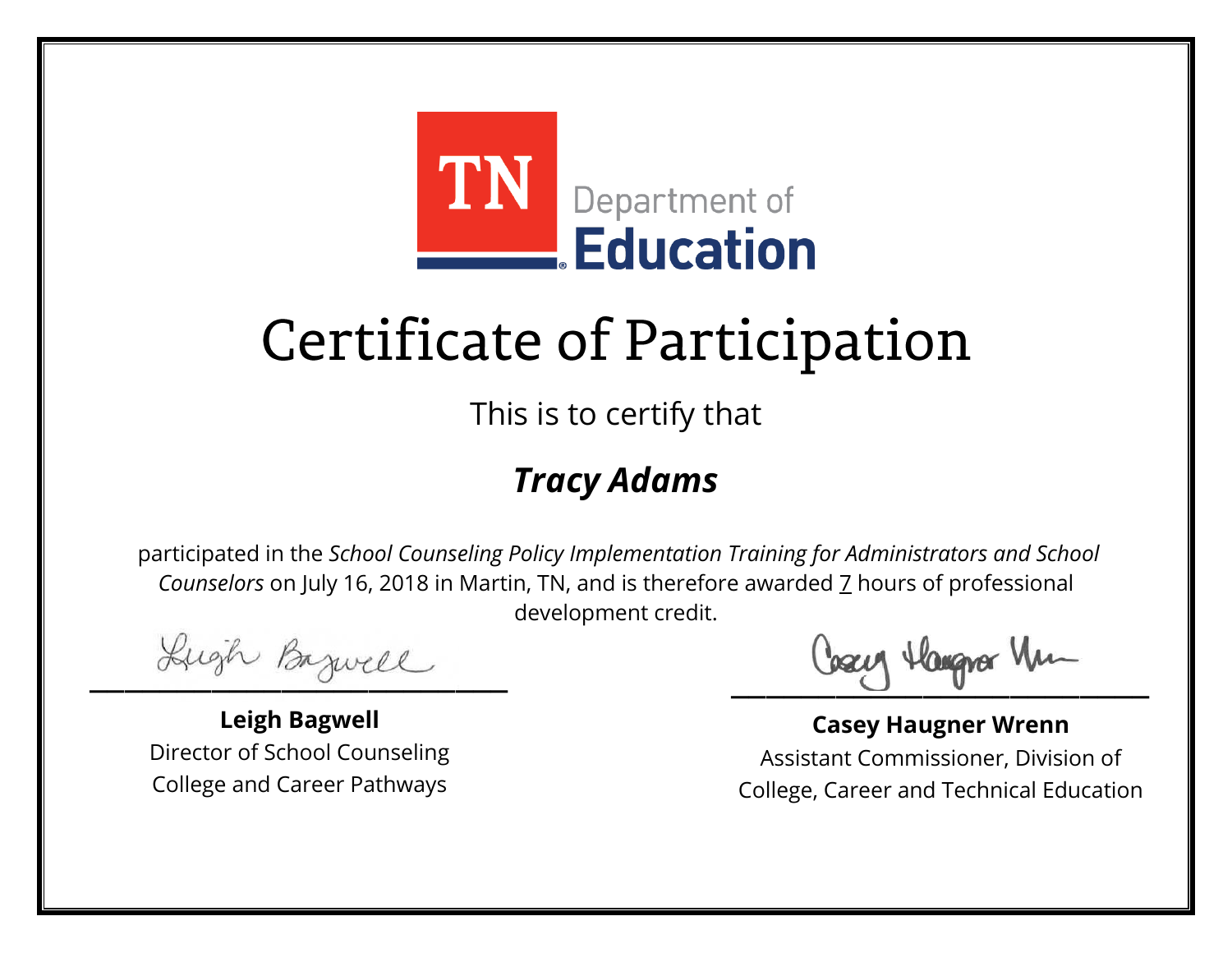TN Department of Education

# Certificate of Participation

This is to certify that

***Tracy Adams***

participated in the *School Counseling Policy Implementation Training for Administrators and School Counselors* on July 16, 2018 in Martin, TN, and is therefore awarded 7 hours of professional development credit.

**Leigh Bagwell**
Director of School Counseling
College and Career Pathways

**Casey Haugner Wrenn**
Assistant Commissioner, Division of College, Career and Technical Education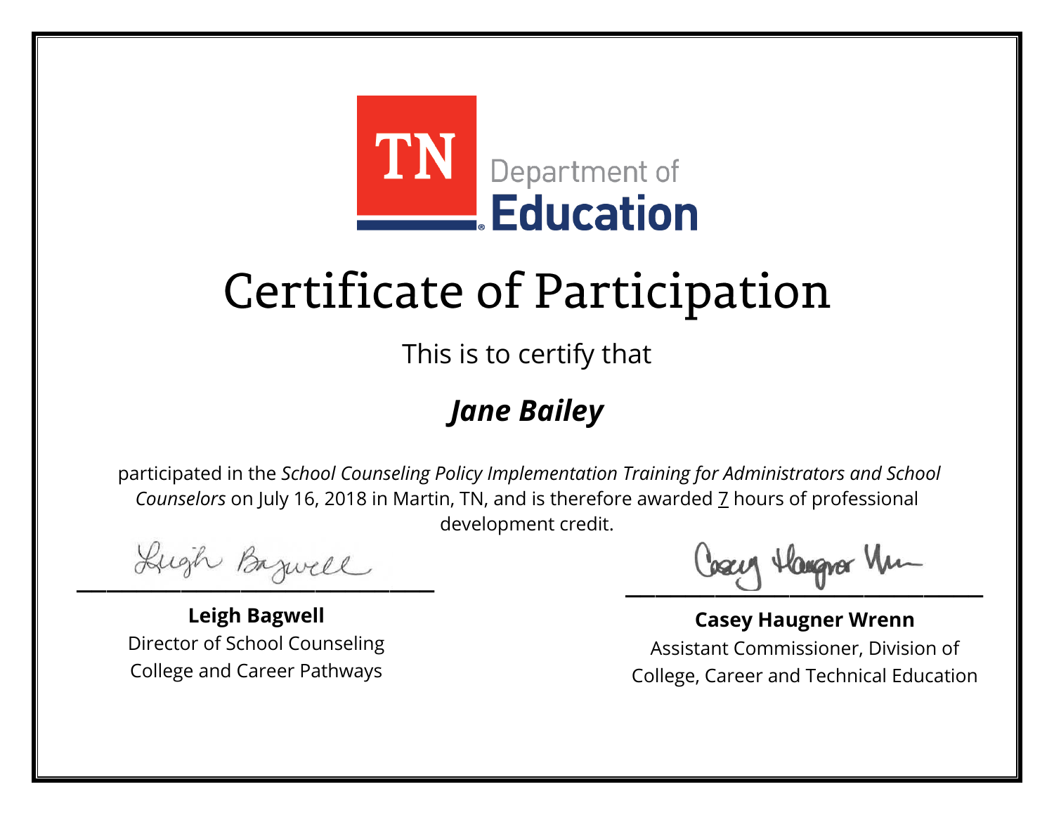TN Department of Education

# Certificate of Participation

This is to certify that

## *Jane Bailey*

participated in the *School Counseling Policy Implementation Training for Administrators and School Counselors* on July 16, 2018 in Martin, TN, and is therefore awarded 7 hours of professional development credit.

**Leigh Bagwell**
Director of School Counseling
College and Career Pathways

**Casey Haugner Wrenn**
Assistant Commissioner, Division of
College, Career and Technical Education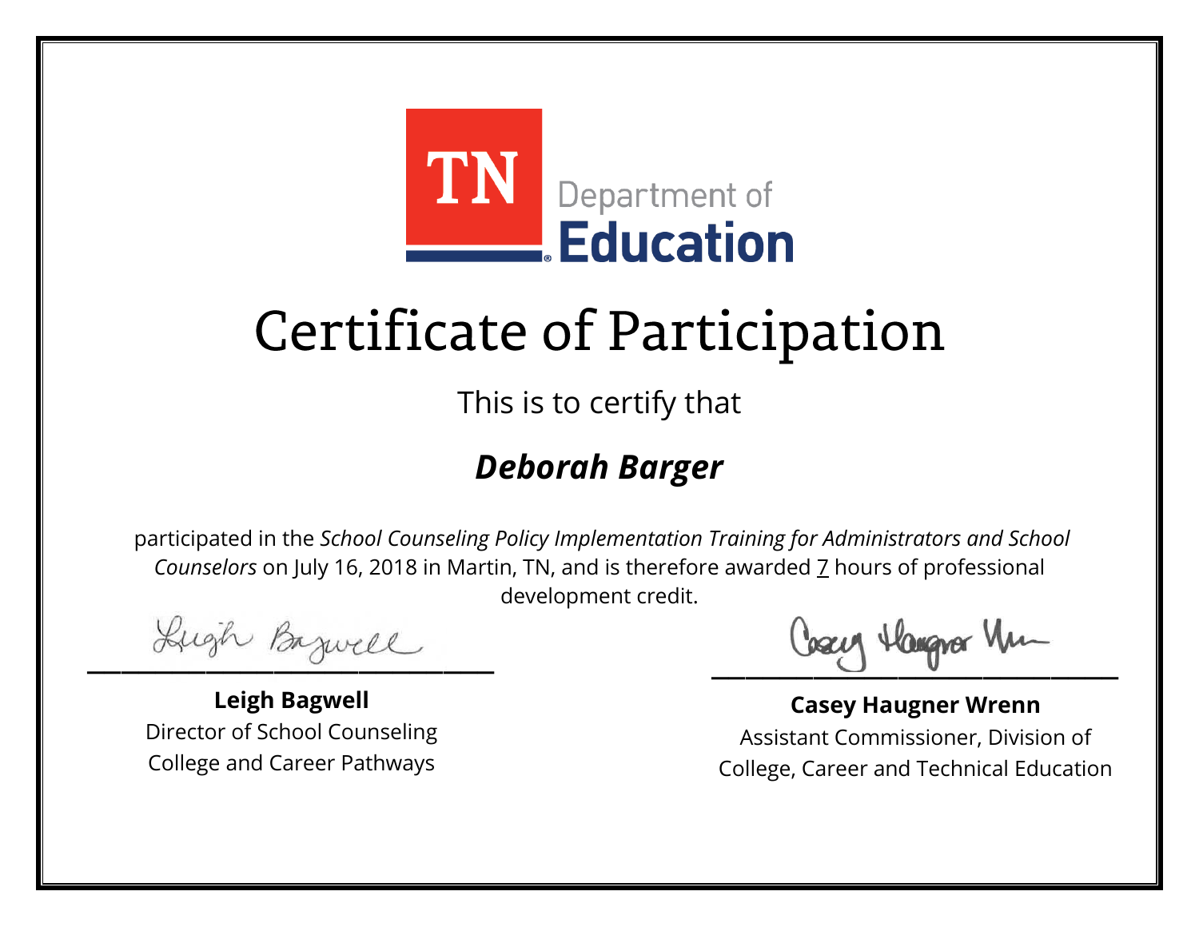TN Department of Education

# Certificate of Participation

This is to certify that

## ***Deborah Barger***

participated in the *School Counseling Policy Implementation Training for Administrators and School Counselors* on July 16, 2018 in Martin, TN, and is therefore awarded 7 hours of professional development credit.

**Leigh Bagwell**
Director of School Counseling
College and Career Pathways

**Casey Haugner Wrenn**
Assistant Commissioner, Division of
College, Career and Technical Education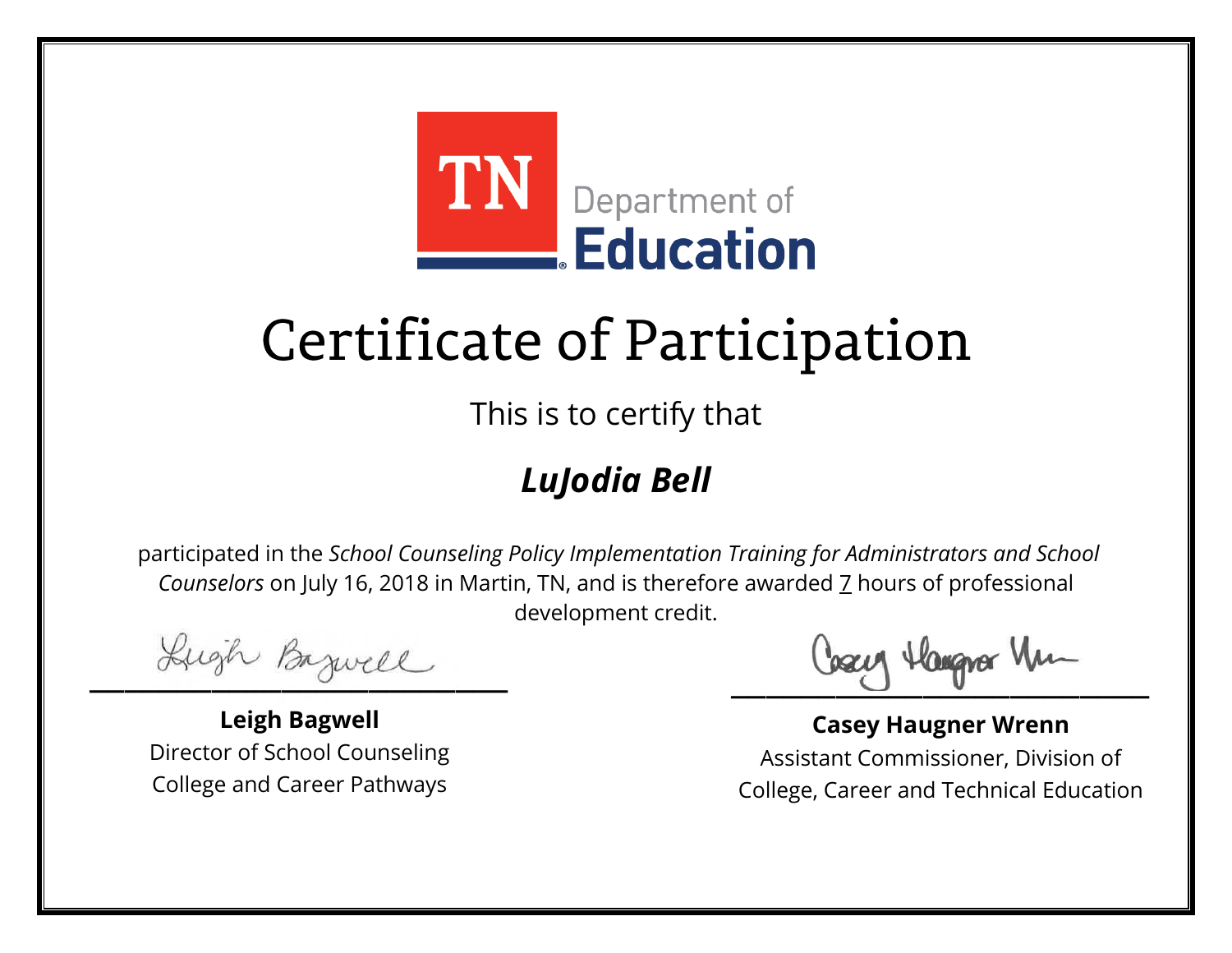TN Department of **Education**

# Certificate of Participation

This is to certify that

## ***LuJodia Bell***

participated in the *School Counseling Policy Implementation Training for Administrators and School Counselors* on July 16, 2018 in Martin, TN, and is therefore awarded 7 hours of professional development credit.

**Leigh Bagwell**
Director of School Counseling
College and Career Pathways

**Casey Haugner Wrenn**
Assistant Commissioner, Division of
College, Career and Technical Education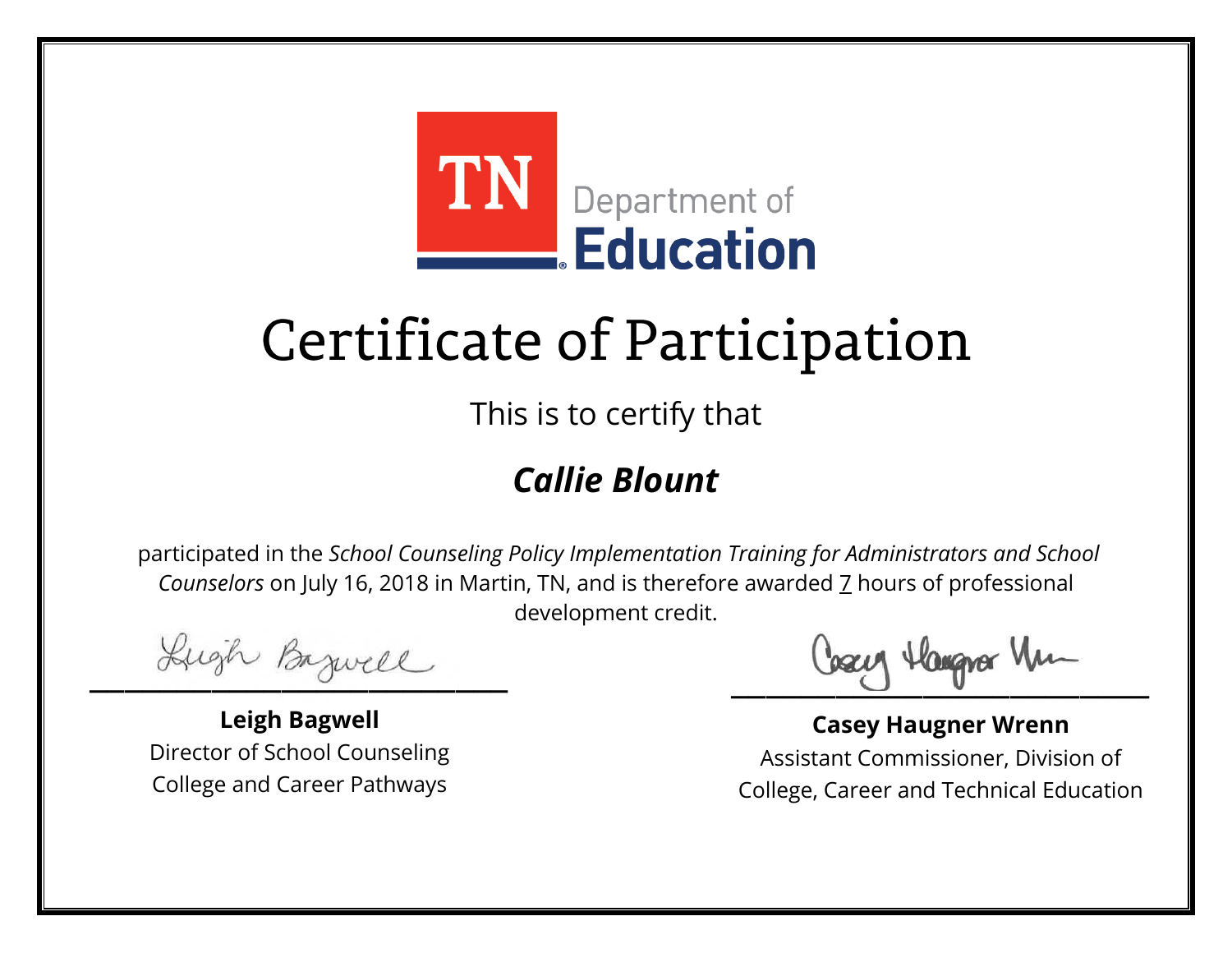TN Department of Education

# Certificate of Participation

This is to certify that

## ***Callie Blount***

participated in the *School Counseling Policy Implementation Training for Administrators and School Counselors* on July 16, 2018 in Martin, TN, and is therefore awarded 7 hours of professional development credit.

**Leigh Bagwell**
Director of School Counseling
College and Career Pathways

**Casey Haugner Wrenn**
Assistant Commissioner, Division of
College, Career and Technical Education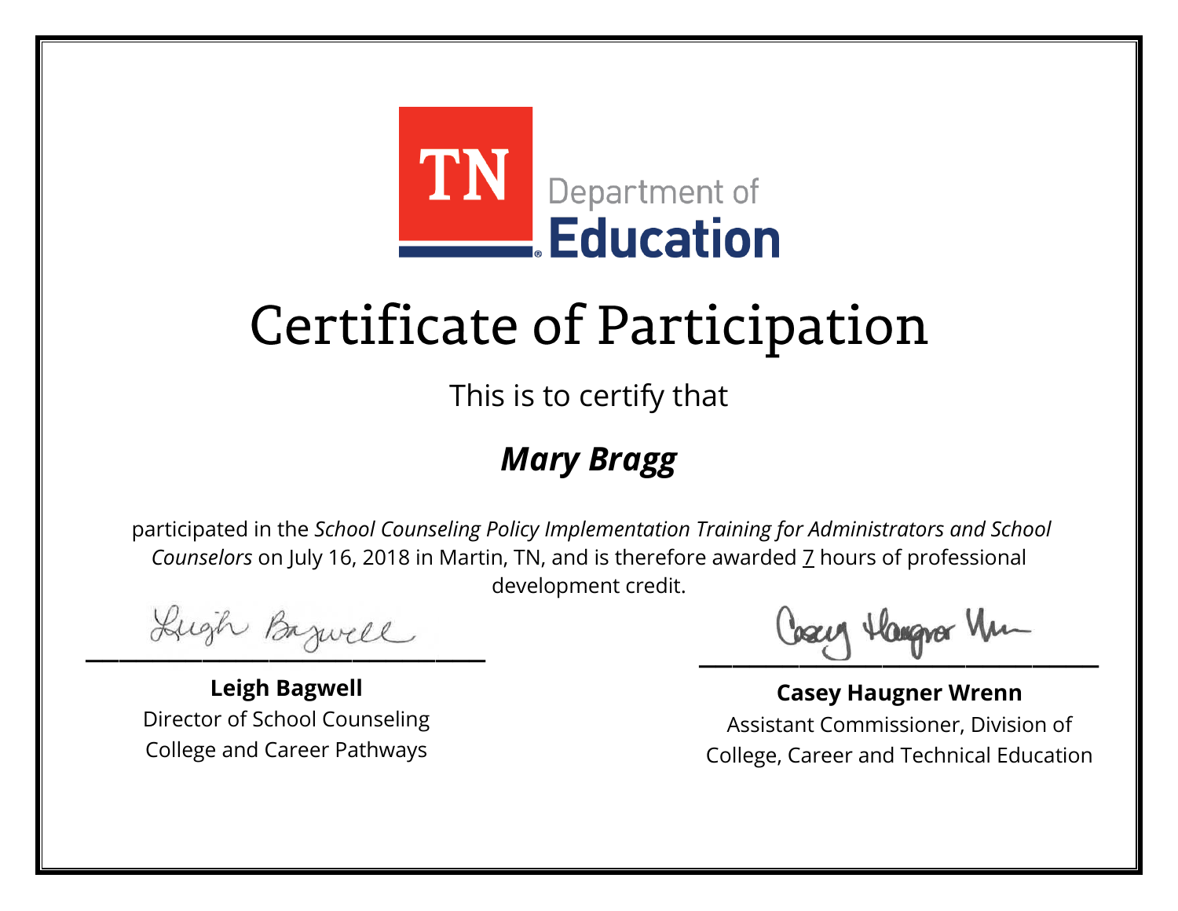TN Department of Education

# Certificate of Participation

This is to certify that

***Mary Bragg***

participated in the *School Counseling Policy Implementation Training for Administrators and School Counselors* on July 16, 2018 in Martin, TN, and is therefore awarded 7 hours of professional development credit.

**Leigh Bagwell**
Director of School Counseling
College and Career Pathways

**Casey Haugner Wrenn**
Assistant Commissioner, Division of
College, Career and Technical Education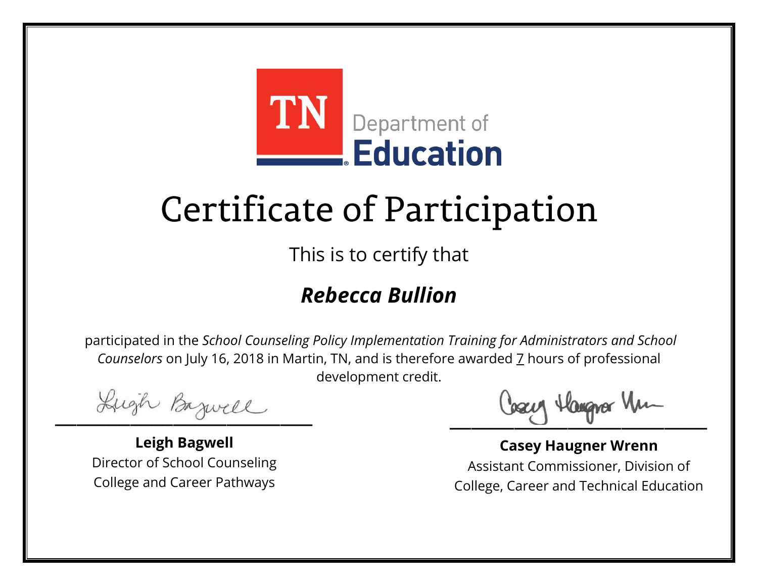TN Department of Education

# Certificate of Participation

This is to certify that

## ***Rebecca Bullion***

participated in the *School Counseling Policy Implementation Training for Administrators and School Counselors* on July 16, 2018 in Martin, TN, and is therefore awarded 7 hours of professional development credit.

**Leigh Bagwell**
Director of School Counseling
College and Career Pathways

**Casey Haugner Wrenn**
Assistant Commissioner, Division of
College, Career and Technical Education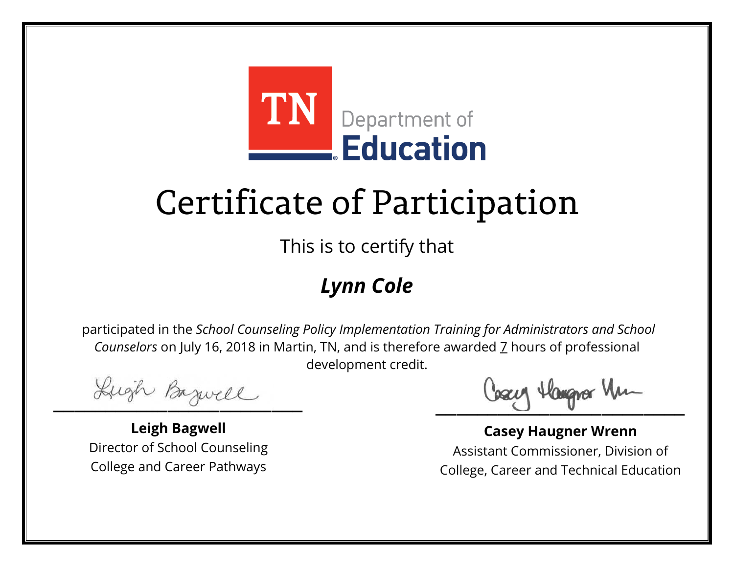TN Department of Education

# Certificate of Participation

This is to certify that

## ***Lynn Cole***

participated in the *School Counseling Policy Implementation Training for Administrators and School Counselors* on July 16, 2018 in Martin, TN, and is therefore awarded 7 hours of professional development credit.

**Leigh Bagwell**
Director of School Counseling
College and Career Pathways

**Casey Haugner Wrenn**
Assistant Commissioner, Division of College, Career and Technical Education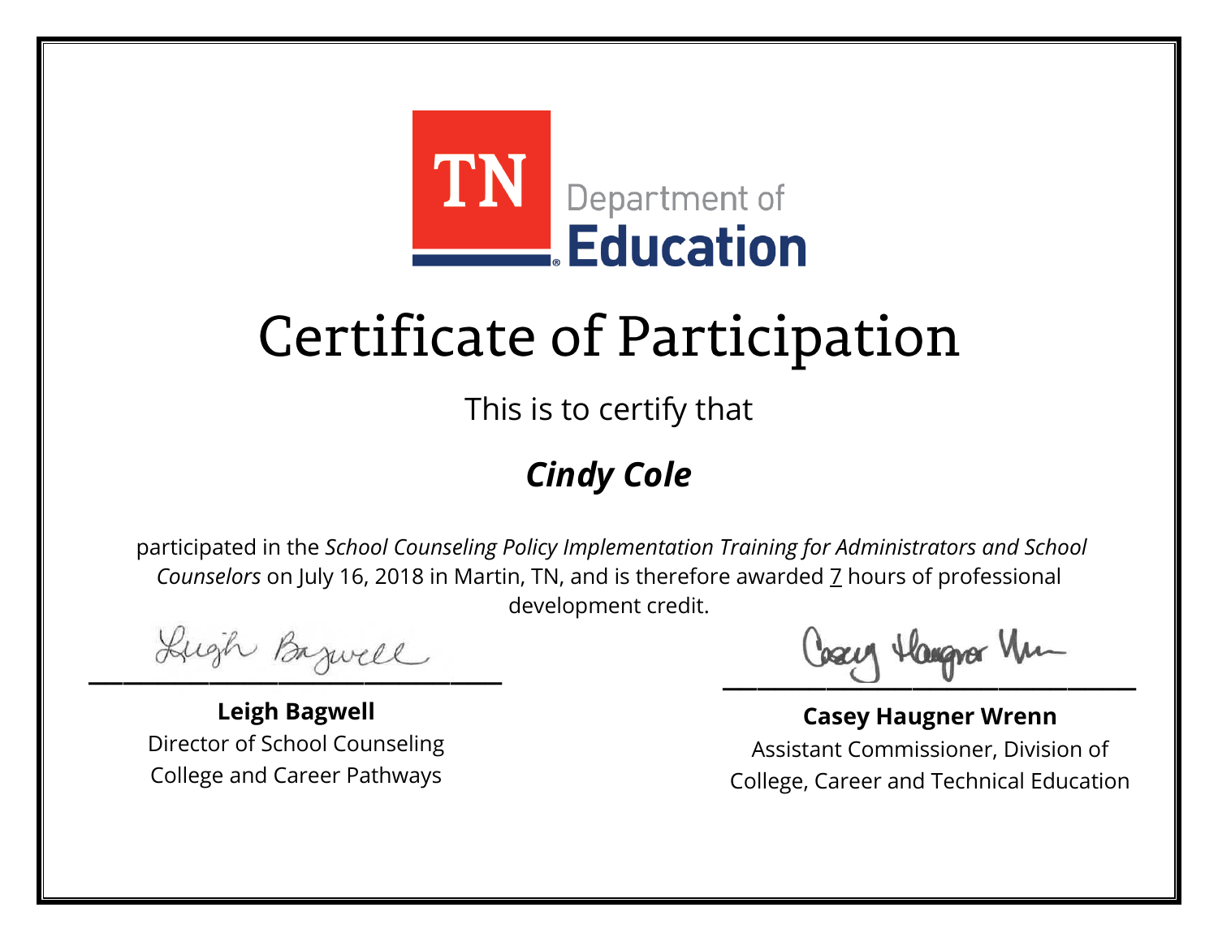TN Department of Education

# Certificate of Participation

This is to certify that

## ***Cindy Cole***

participated in the *School Counseling Policy Implementation Training for Administrators and School Counselors* on July 16, 2018 in Martin, TN, and is therefore awarded 7 hours of professional development credit.

**Leigh Bagwell**
Director of School Counseling
College and Career Pathways

**Casey Haugner Wrenn**
Assistant Commissioner, Division of
College, Career and Technical Education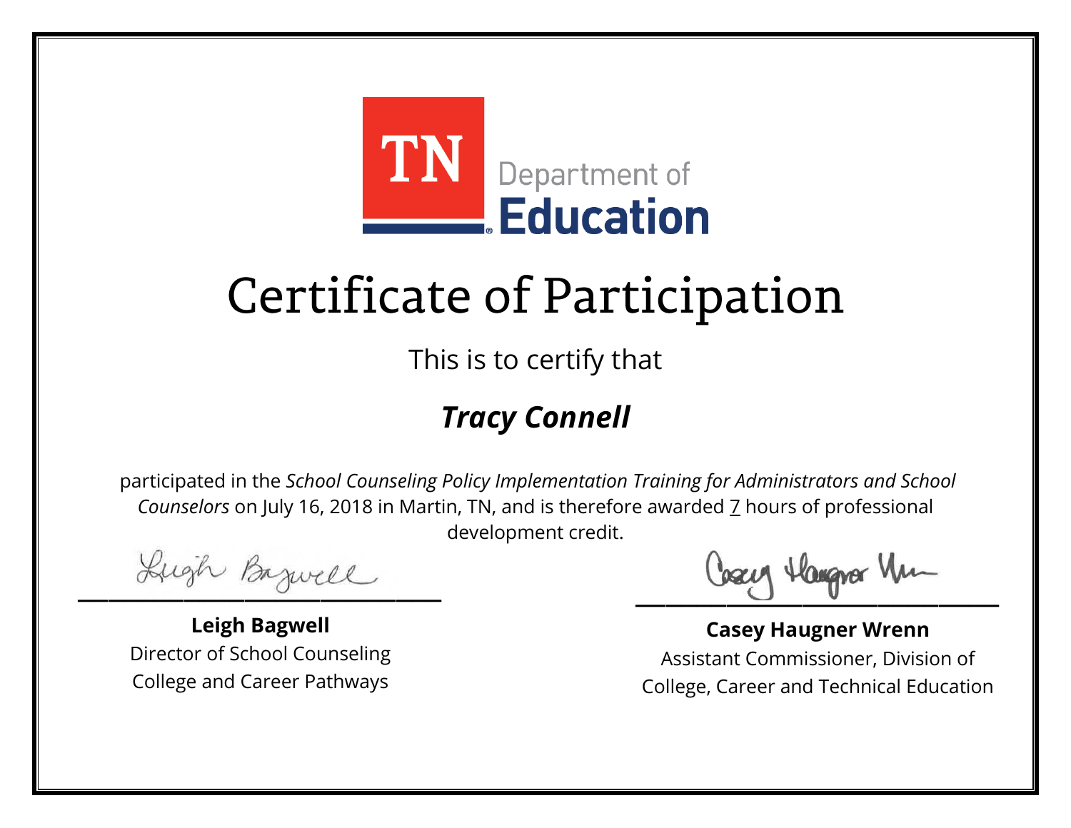TN Department of Education

# Certificate of Participation

This is to certify that

## *Tracy Connell*

participated in the *School Counseling Policy Implementation Training for Administrators and School Counselors* on July 16, 2018 in Martin, TN, and is therefore awarded 7 hours of professional development credit.

**Leigh Bagwell**
Director of School Counseling
College and Career Pathways

**Casey Haugner Wrenn**
Assistant Commissioner, Division of
College, Career and Technical Education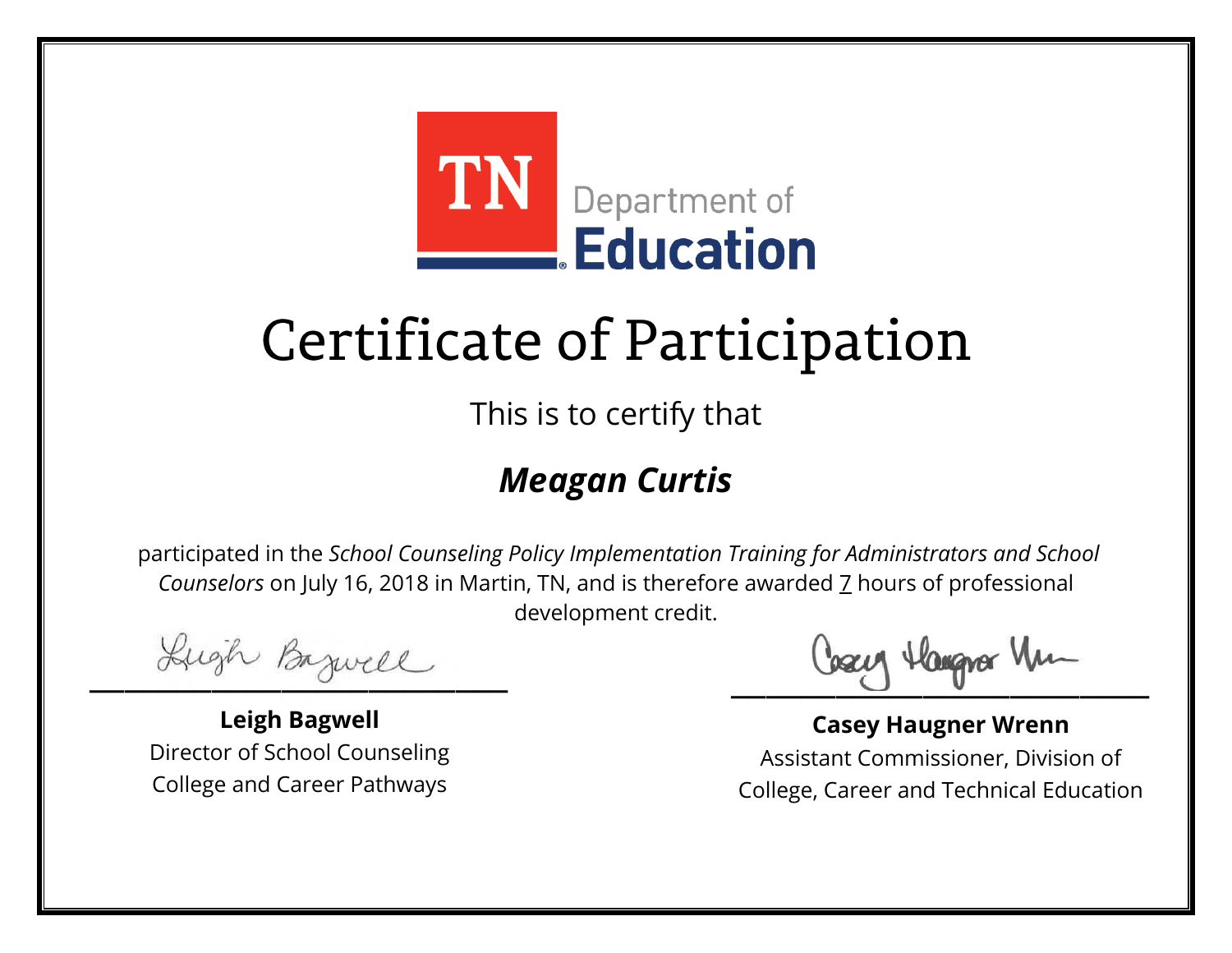TN Department of Education

# Certificate of Participation

This is to certify that

## ***Meagan Curtis***

participated in the *School Counseling Policy Implementation Training for Administrators and School Counselors* on July 16, 2018 in Martin, TN, and is therefore awarded 7 hours of professional development credit.

**Leigh Bagwell**
Director of School Counseling
College and Career Pathways

**Casey Haugner Wrenn**
Assistant Commissioner, Division of
College, Career and Technical Education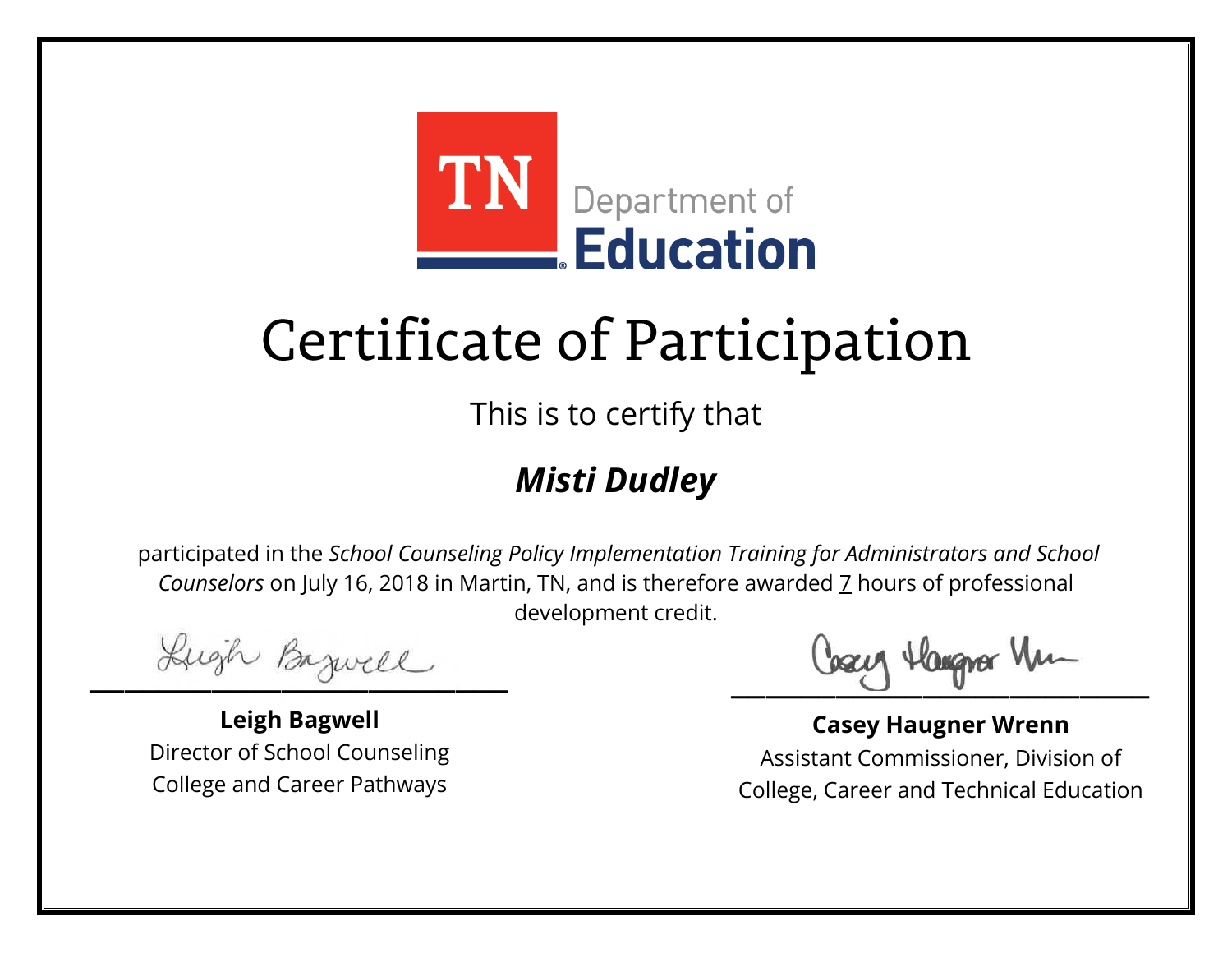TN Department of Education

# Certificate of Participation

This is to certify that

## *Misti Dudley*

participated in the *School Counseling Policy Implementation Training for Administrators and School Counselors* on July 16, 2018 in Martin, TN, and is therefore awarded 7 hours of professional development credit.

**Leigh Bagwell**
Director of School Counseling
College and Career Pathways

**Casey Haugner Wrenn**
Assistant Commissioner, Division of
College, Career and Technical Education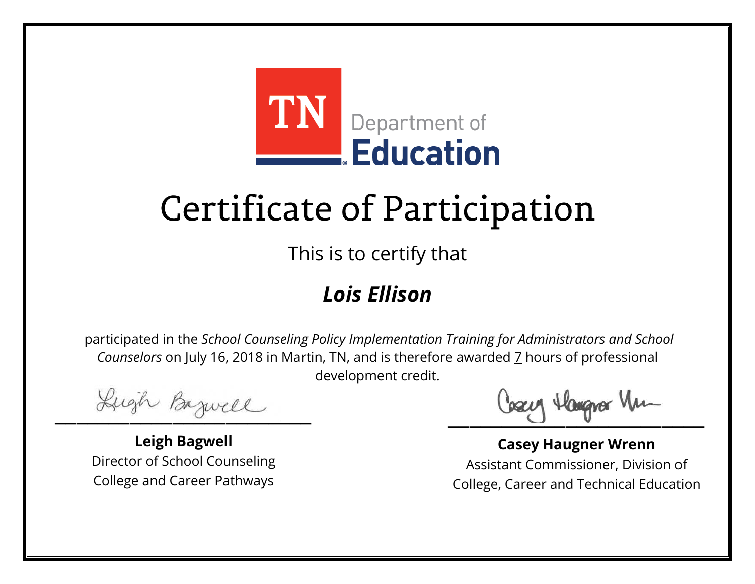TN Department of Education

# Certificate of Participation

This is to certify that

***Lois Ellison***

participated in the *School Counseling Policy Implementation Training for Administrators and School Counselors* on July 16, 2018 in Martin, TN, and is therefore awarded 7 hours of professional development credit.

**Leigh Bagwell**
Director of School Counseling
College and Career Pathways

**Casey Haugner Wrenn**
Assistant Commissioner, Division of
College, Career and Technical Education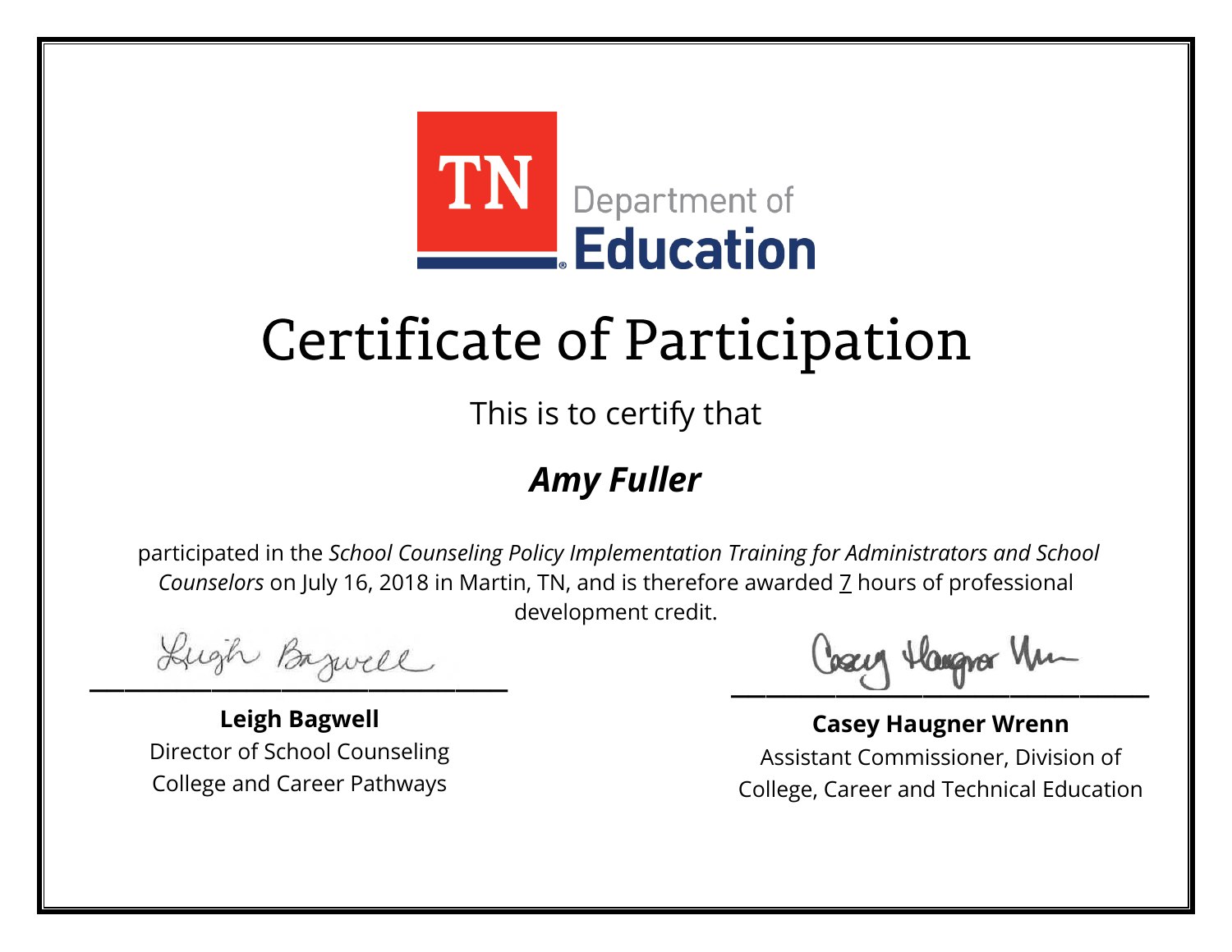TN Department of Education

# Certificate of Participation

This is to certify that

## *Amy Fuller*

participated in the *School Counseling Policy Implementation Training for Administrators and School Counselors* on July 16, 2018 in Martin, TN, and is therefore awarded 7 hours of professional development credit.

**Leigh Bagwell**
Director of School Counseling
College and Career Pathways

**Casey Haugner Wrenn**
Assistant Commissioner, Division of College, Career and Technical Education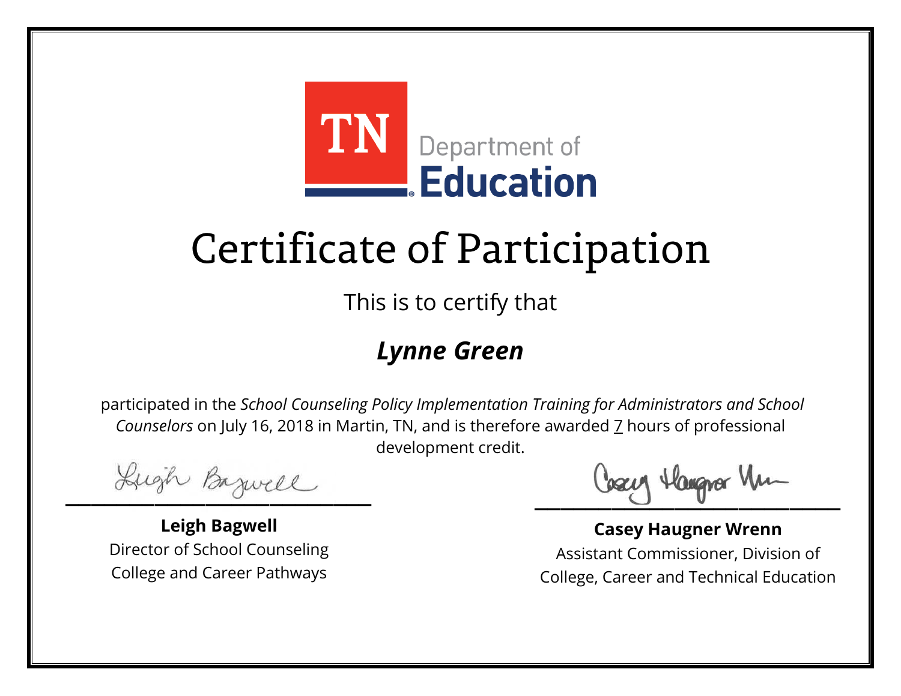TN Department of **Education**

# Certificate of Participation

This is to certify that

## *Lynne Green*

participated in the *School Counseling Policy Implementation Training for Administrators and School Counselors* on July 16, 2018 in Martin, TN, and is therefore awarded 7 hours of professional development credit.

**Leigh Bagwell**
Director of School Counseling
College and Career Pathways

**Casey Haugner Wrenn**
Assistant Commissioner, Division of
College, Career and Technical Education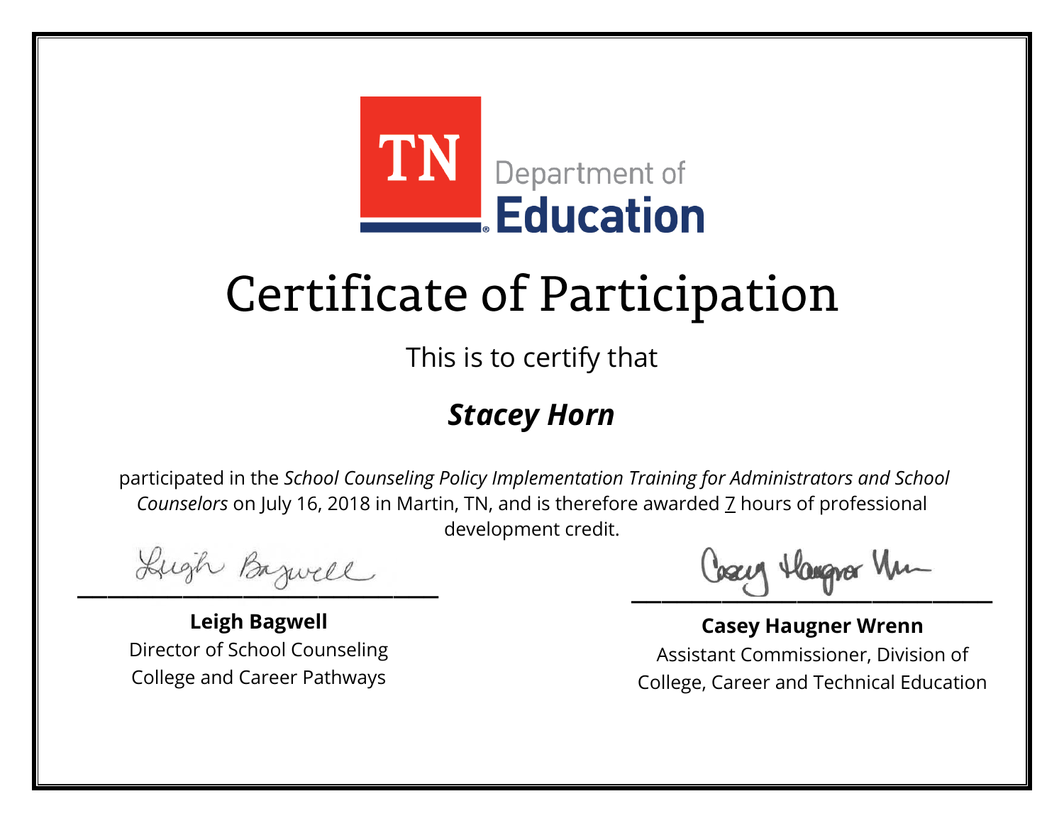TN Department of Education

# Certificate of Participation

This is to certify that

## ***Stacey Horn***

participated in the *School Counseling Policy Implementation Training for Administrators and School Counselors* on July 16, 2018 in Martin, TN, and is therefore awarded 7 hours of professional development credit.

**Leigh Bagwell**
Director of School Counseling
College and Career Pathways

**Casey Haugner Wrenn**
Assistant Commissioner, Division of
College, Career and Technical Education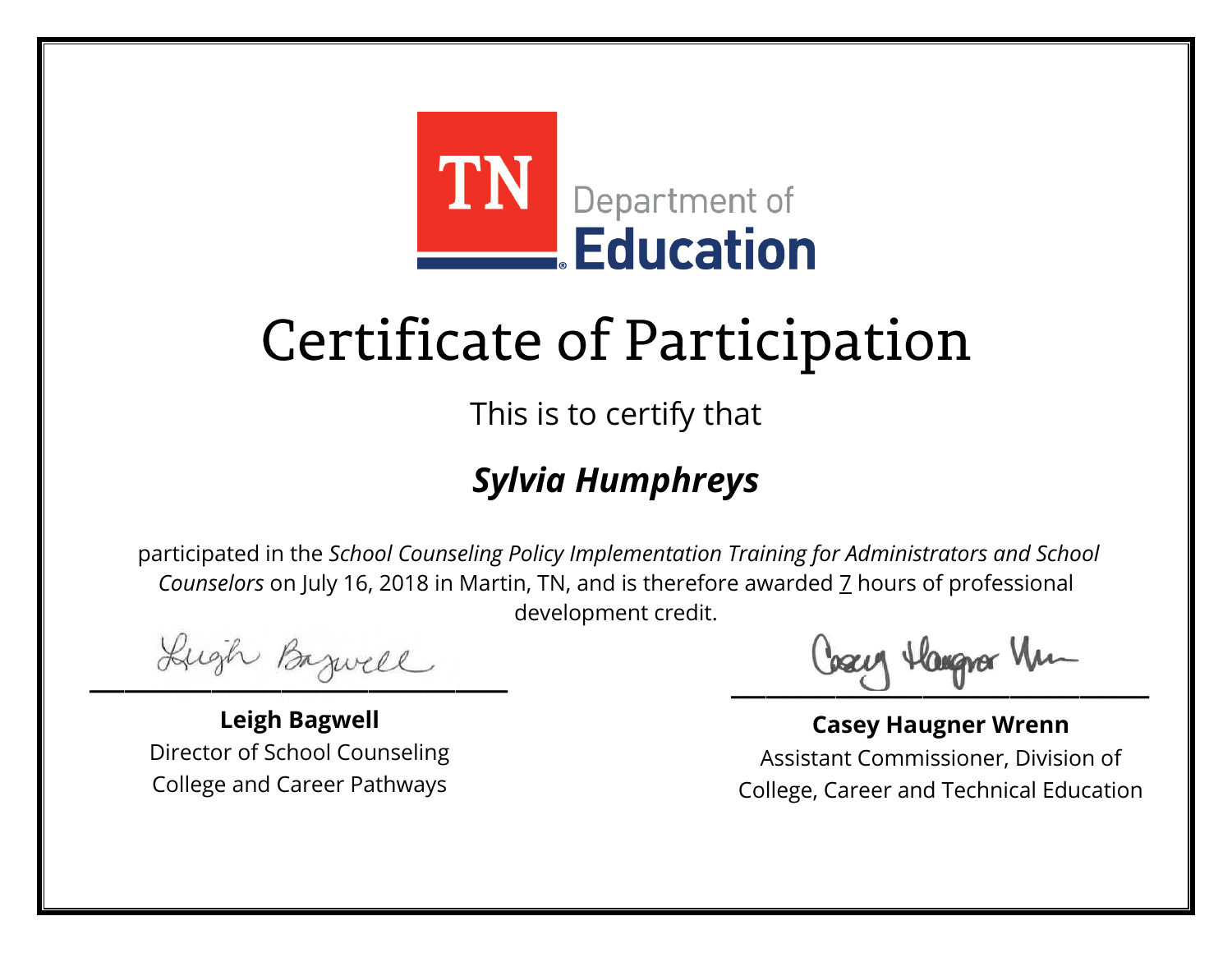TN Department of Education

# Certificate of Participation

This is to certify that

## *Sylvia Humphreys*

participated in the *School Counseling Policy Implementation Training for Administrators and School Counselors* on July 16, 2018 in Martin, TN, and is therefore awarded 7 hours of professional development credit.

**Leigh Bagwell**
Director of School Counseling
College and Career Pathways

**Casey Haugner Wrenn**
Assistant Commissioner, Division of
College, Career and Technical Education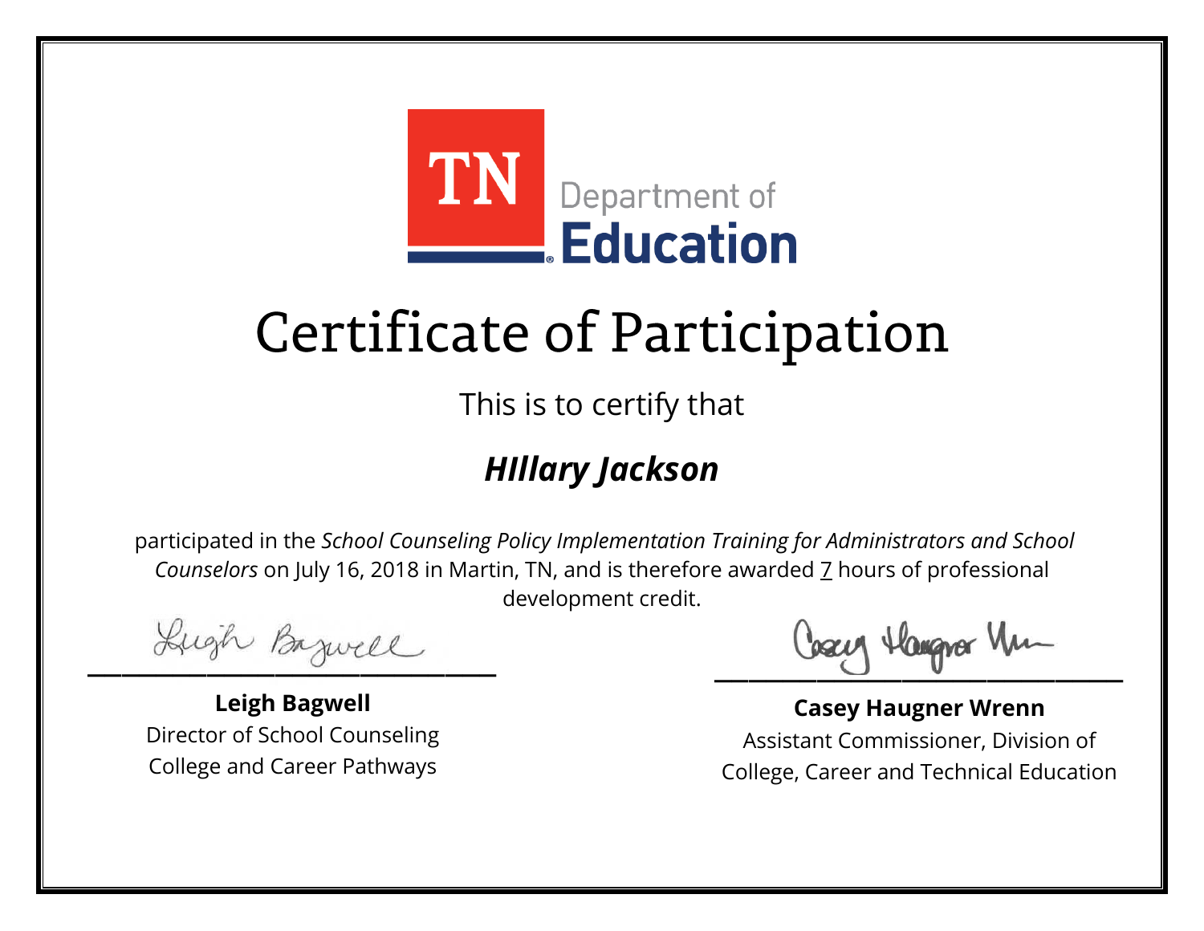TN Department of Education

# Certificate of Participation

This is to certify that

## *HIllary Jackson*

participated in the *School Counseling Policy Implementation Training for Administrators and School Counselors* on July 16, 2018 in Martin, TN, and is therefore awarded 7 hours of professional development credit.

**Leigh Bagwell**
Director of School Counseling
College and Career Pathways

**Casey Haugner Wrenn**
Assistant Commissioner, Division of
College, Career and Technical Education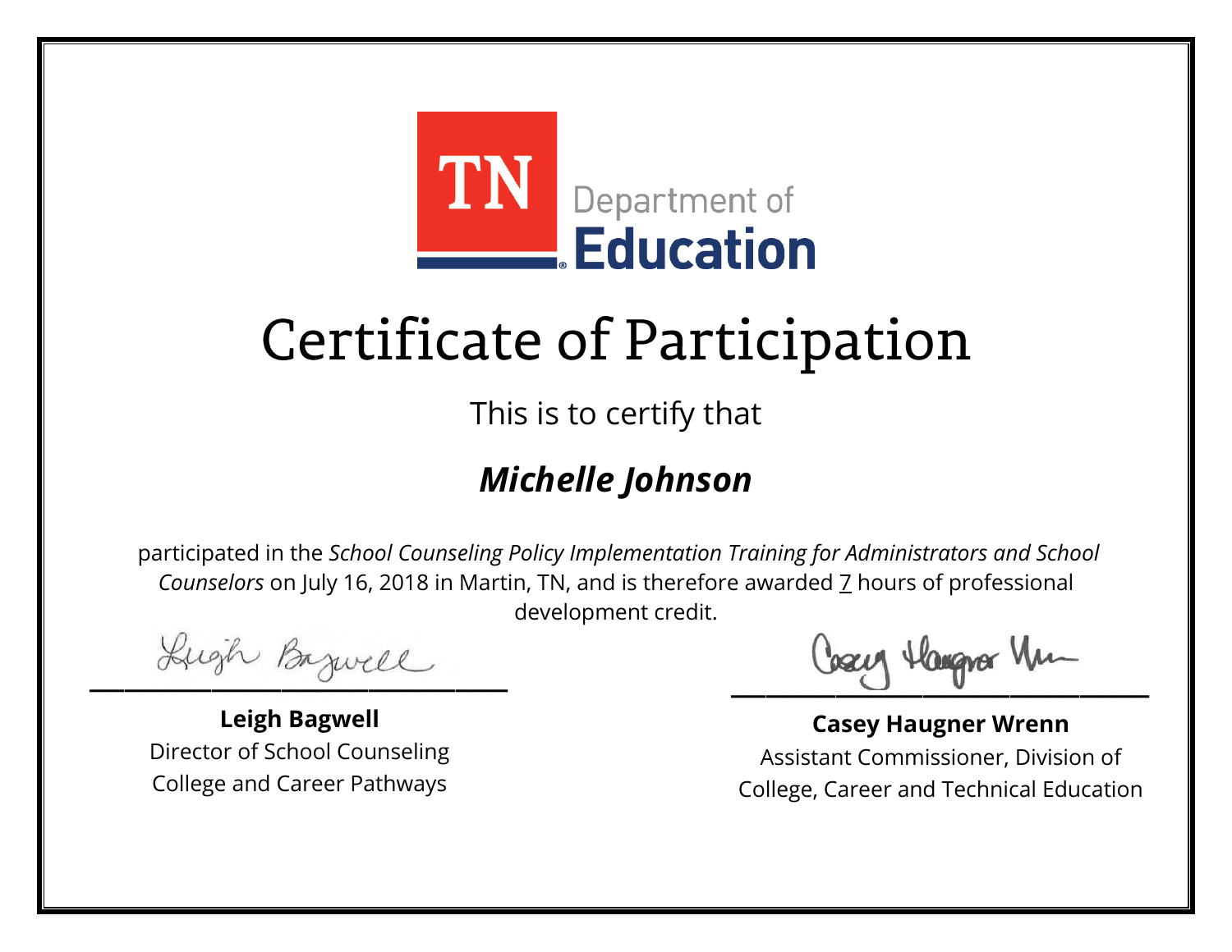TN Department of Education

# Certificate of Participation

This is to certify that

## ***Michelle Johnson***

participated in the *School Counseling Policy Implementation Training for Administrators and School Counselors* on July 16, 2018 in Martin, TN, and is therefore awarded 7 hours of professional development credit.

**Leigh Bagwell**
Director of School Counseling
College and Career Pathways

**Casey Haugner Wrenn**
Assistant Commissioner, Division of College, Career and Technical Education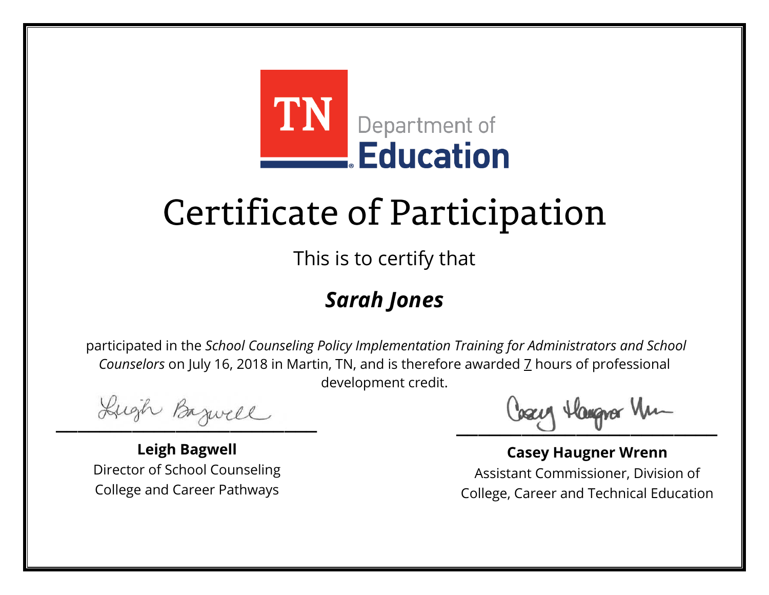TN Department of Education

# Certificate of Participation

This is to certify that

## ***Sarah Jones***

participated in the *School Counseling Policy Implementation Training for Administrators and School Counselors* on July 16, 2018 in Martin, TN, and is therefore awarded 7 hours of professional development credit.

**Leigh Bagwell**
Director of School Counseling
College and Career Pathways

**Casey Haugner Wrenn**
Assistant Commissioner, Division of
College, Career and Technical Education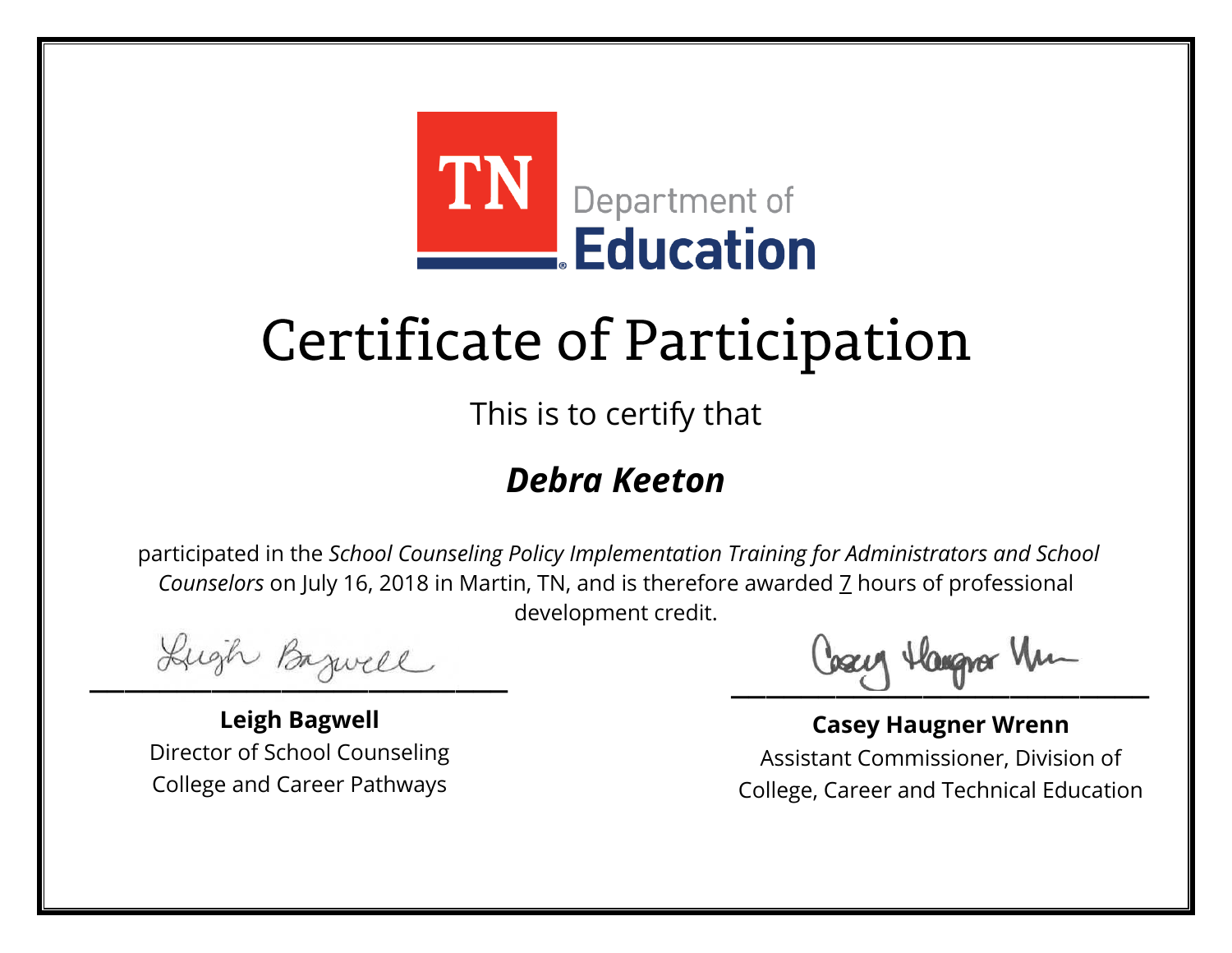TN Department of Education

# Certificate of Participation

This is to certify that

## ***Debra Keeton***

participated in the *School Counseling Policy Implementation Training for Administrators and School Counselors* on July 16, 2018 in Martin, TN, and is therefore awarded 7 hours of professional development credit.

**Leigh Bagwell**
Director of School Counseling
College and Career Pathways

**Casey Haugner Wrenn**
Assistant Commissioner, Division of College, Career and Technical Education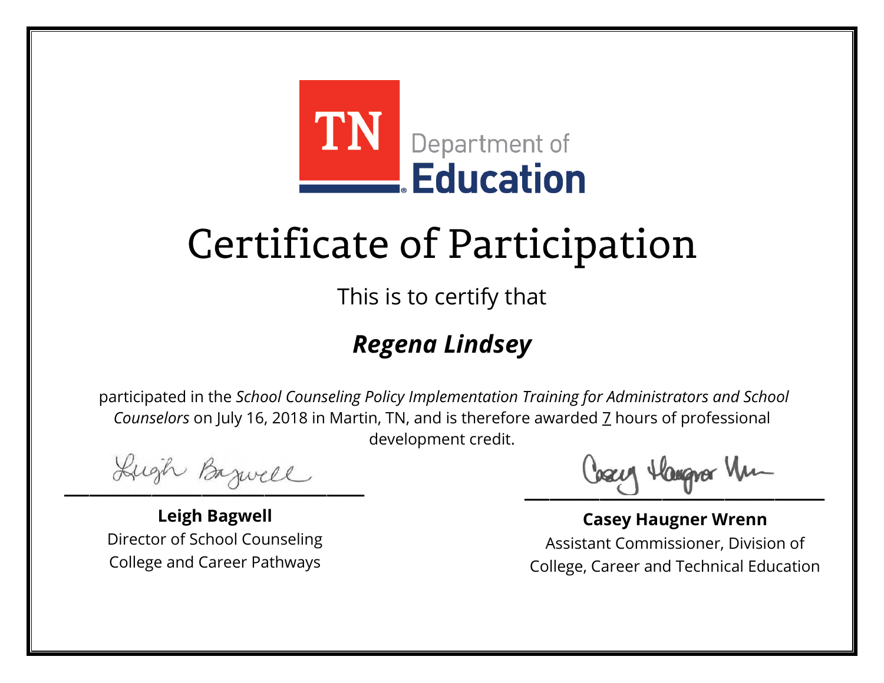TN Department of Education

# Certificate of Participation

This is to certify that

## ***Regena Lindsey***

participated in the *School Counseling Policy Implementation Training for Administrators and School Counselors* on July 16, 2018 in Martin, TN, and is therefore awarded 7 hours of professional development credit.

**Leigh Bagwell**
Director of School Counseling
College and Career Pathways

**Casey Haugner Wrenn**
Assistant Commissioner, Division of
College, Career and Technical Education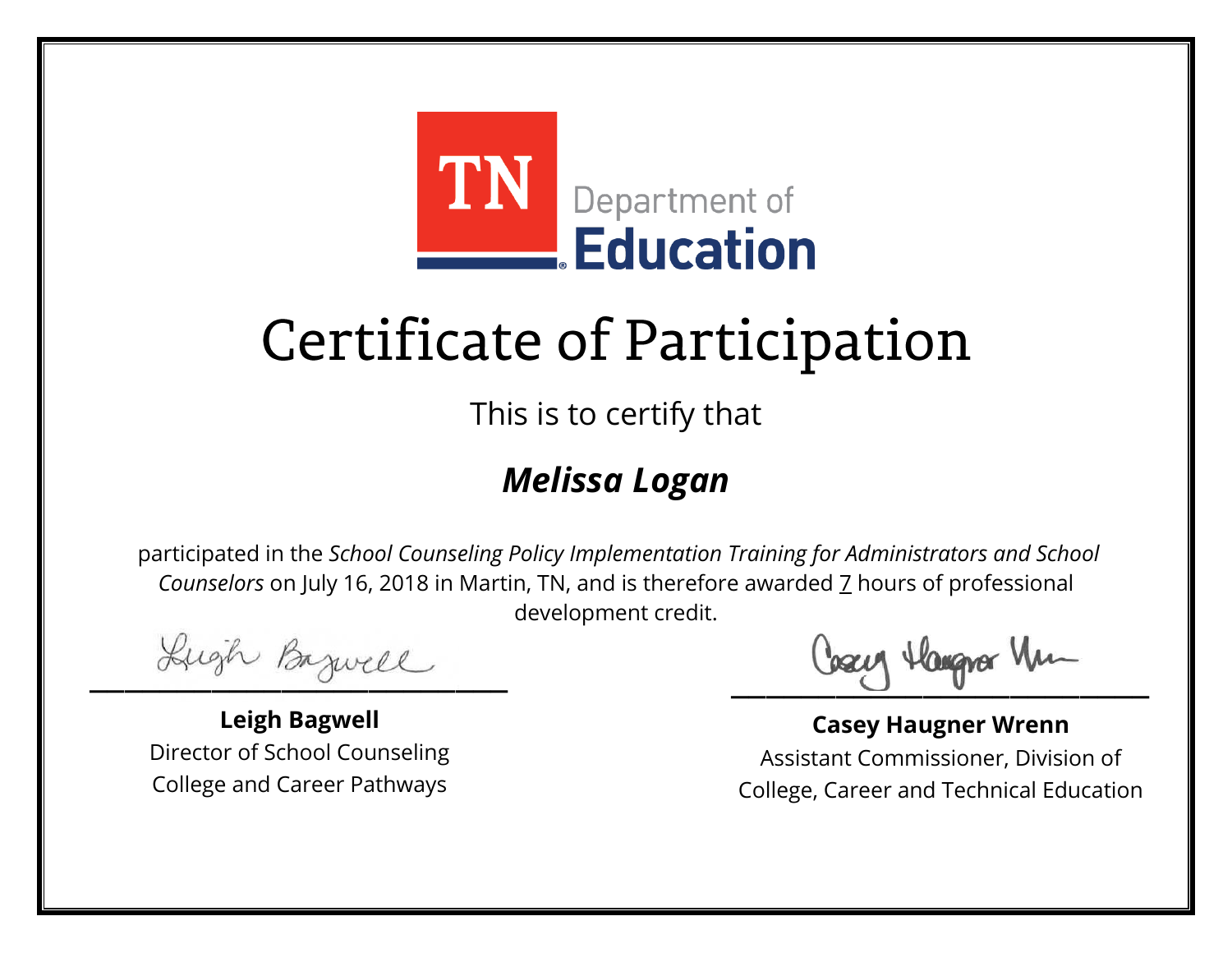TN Department of Education

# Certificate of Participation

This is to certify that

## ***Melissa Logan***

participated in the *School Counseling Policy Implementation Training for Administrators and School Counselors* on July 16, 2018 in Martin, TN, and is therefore awarded 7 hours of professional development credit.

**Leigh Bagwell**
Director of School Counseling
College and Career Pathways

**Casey Haugner Wrenn**
Assistant Commissioner, Division of
College, Career and Technical Education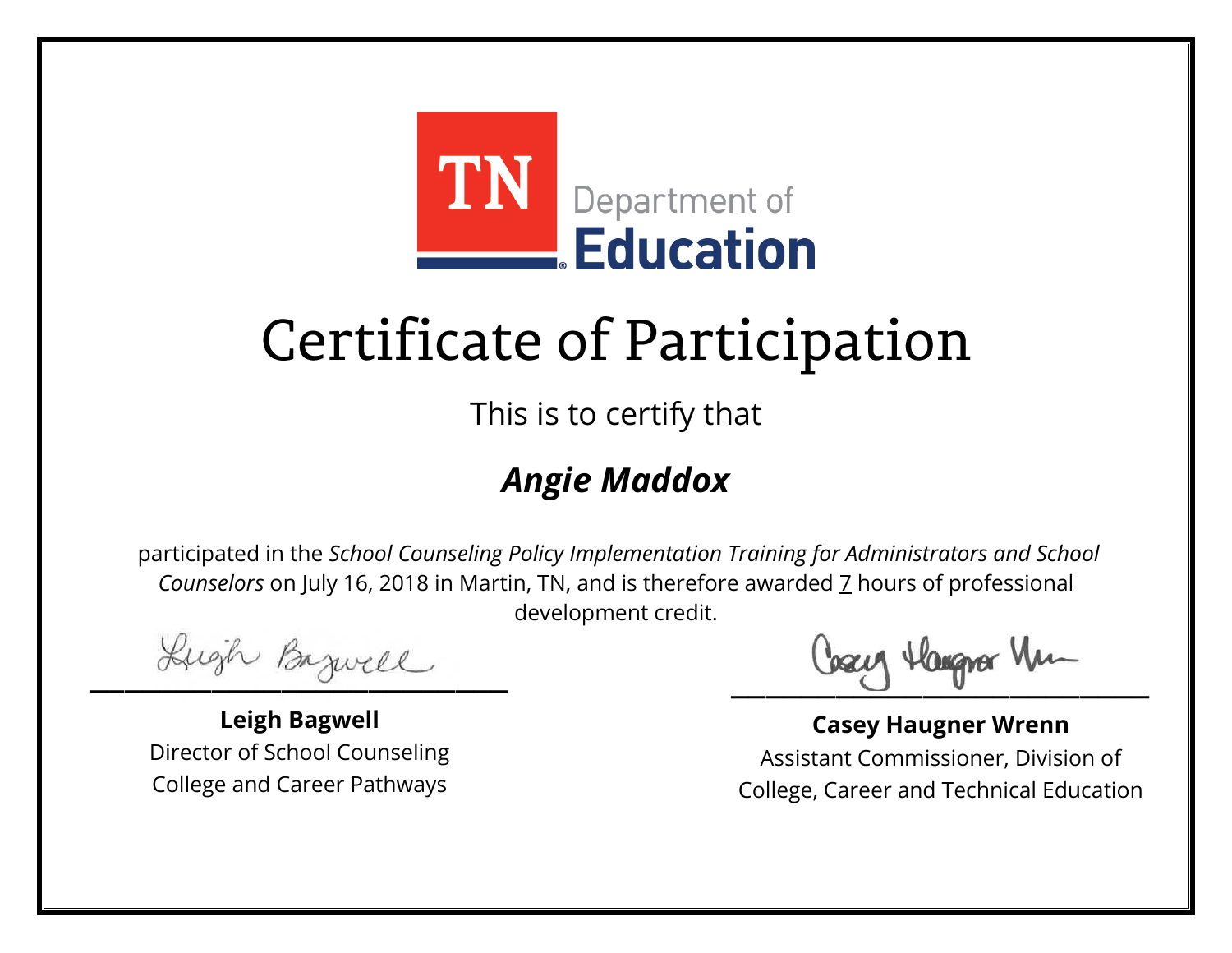TN Department of Education

# Certificate of Participation

This is to certify that

## ***Angie Maddox***

participated in the *School Counseling Policy Implementation Training for Administrators and School Counselors* on July 16, 2018 in Martin, TN, and is therefore awarded 7 hours of professional development credit.

**Leigh Bagwell**
Director of School Counseling
College and Career Pathways

**Casey Haugner Wrenn**
Assistant Commissioner, Division of College, Career and Technical Education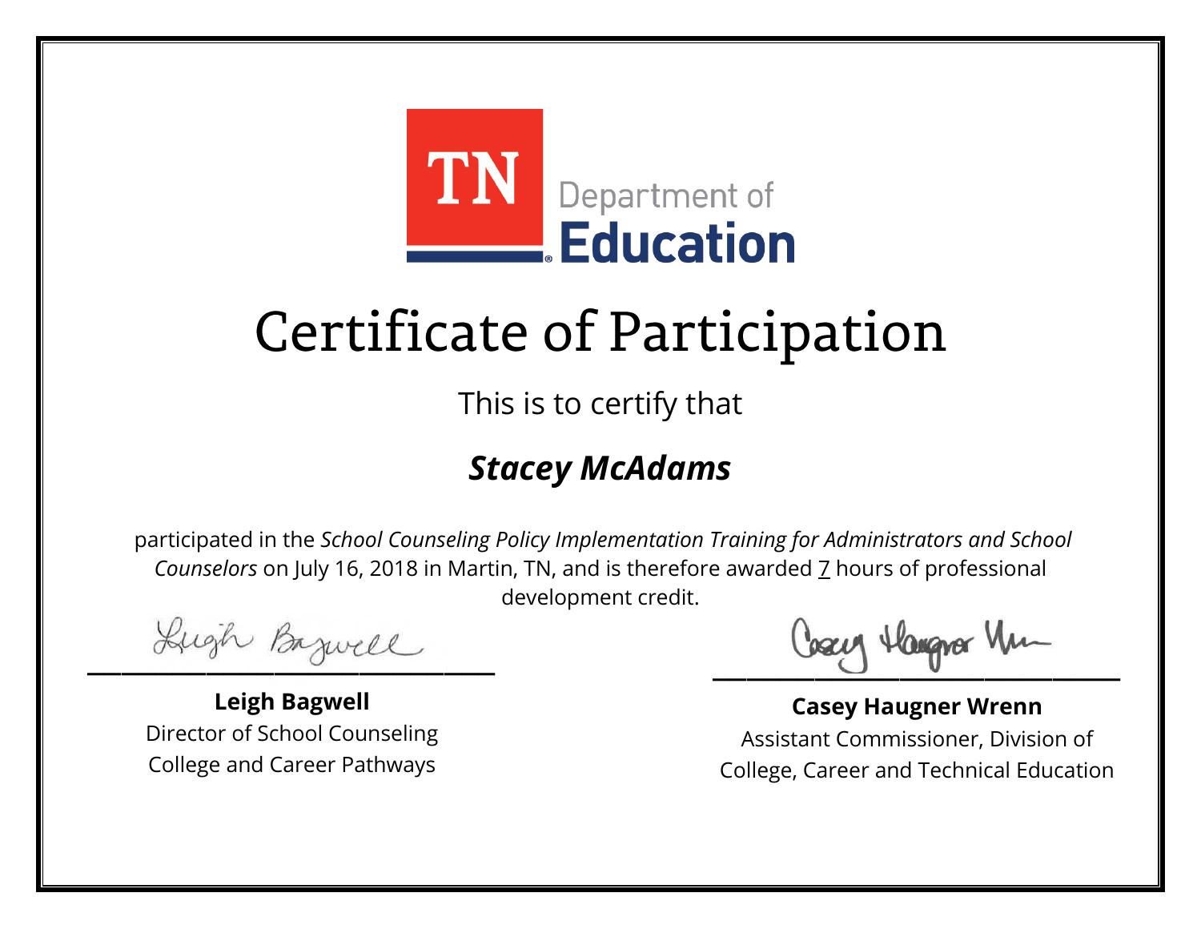TN Department of Education

# Certificate of Participation

This is to certify that

## ***Stacey McAdams***

participated in the *School Counseling Policy Implementation Training for Administrators and School Counselors* on July 16, 2018 in Martin, TN, and is therefore awarded 7 hours of professional development credit.

**Leigh Bagwell**
Director of School Counseling
College and Career Pathways

**Casey Haugner Wrenn**
Assistant Commissioner, Division of College, Career and Technical Education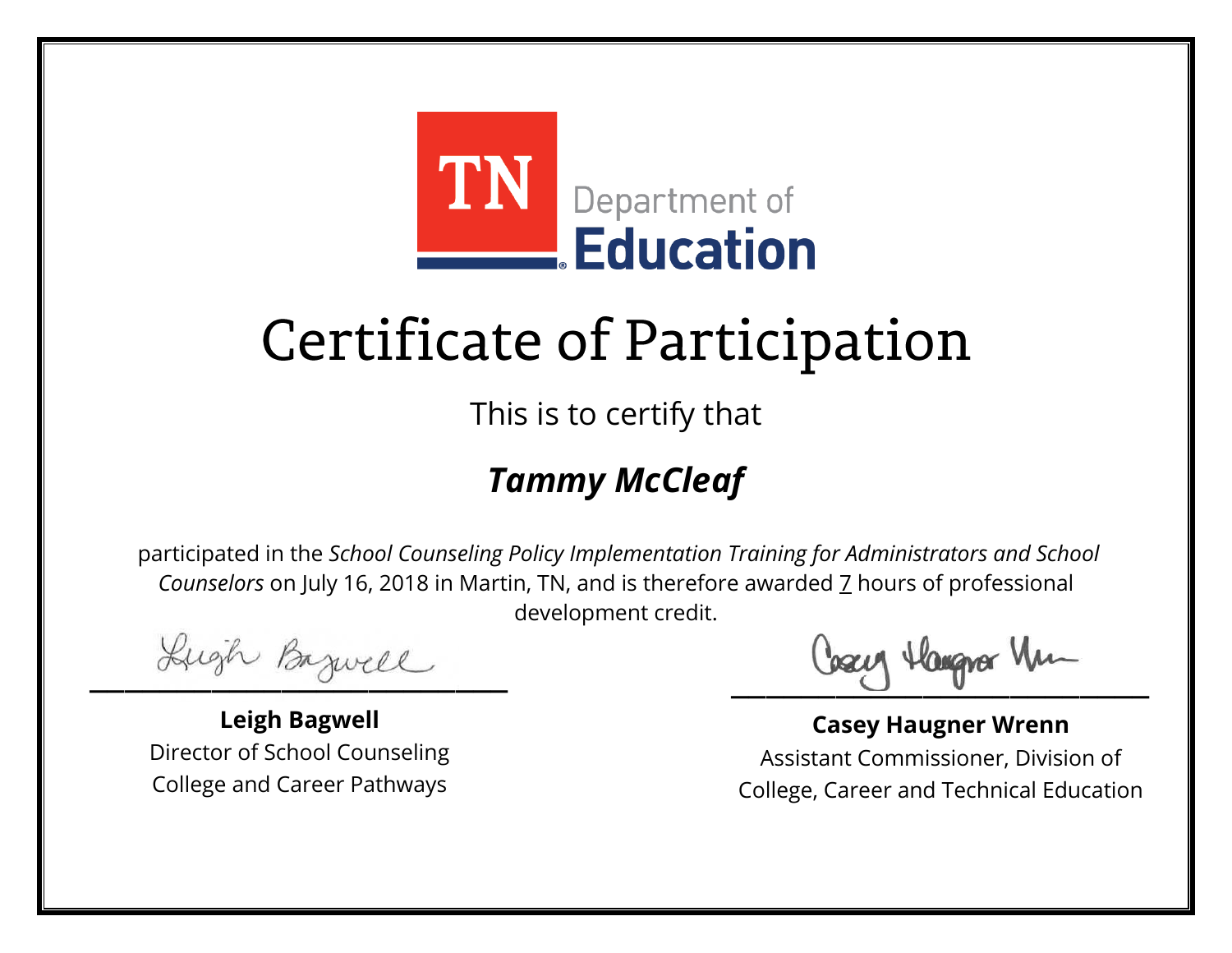TN Department of Education

# Certificate of Participation

This is to certify that

## *Tammy McCleaf*

participated in the *School Counseling Policy Implementation Training for Administrators and School Counselors* on July 16, 2018 in Martin, TN, and is therefore awarded 7 hours of professional development credit.

**Leigh Bagwell**
Director of School Counseling
College and Career Pathways

**Casey Haugner Wrenn**
Assistant Commissioner, Division of
College, Career and Technical Education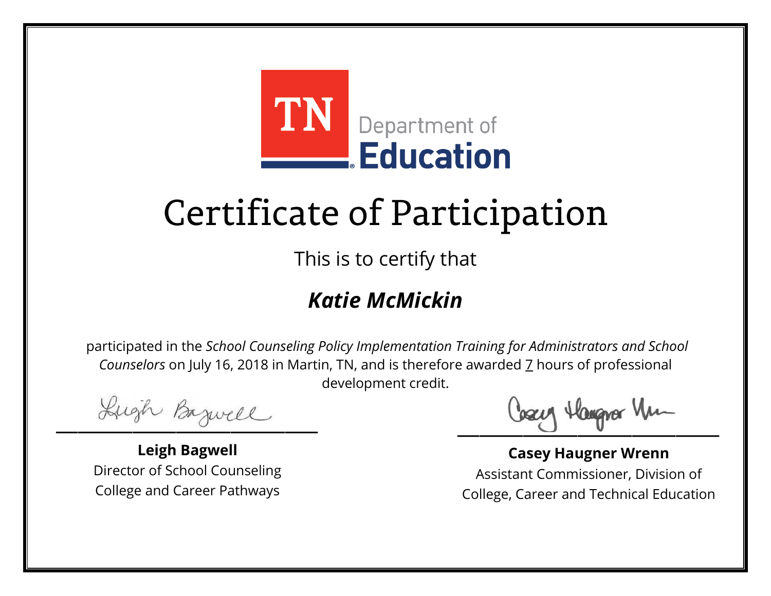TN Department of **Education**

# Certificate of Participation

This is to certify that

## ***Katie McMickin***

participated in the *School Counseling Policy Implementation Training for Administrators and School Counselors* on July 16, 2018 in Martin, TN, and is therefore awarded 7 hours of professional development credit.

**Leigh Bagwell**
Director of School Counseling
College and Career Pathways

**Casey Haugner Wrenn**
Assistant Commissioner, Division of
College, Career and Technical Education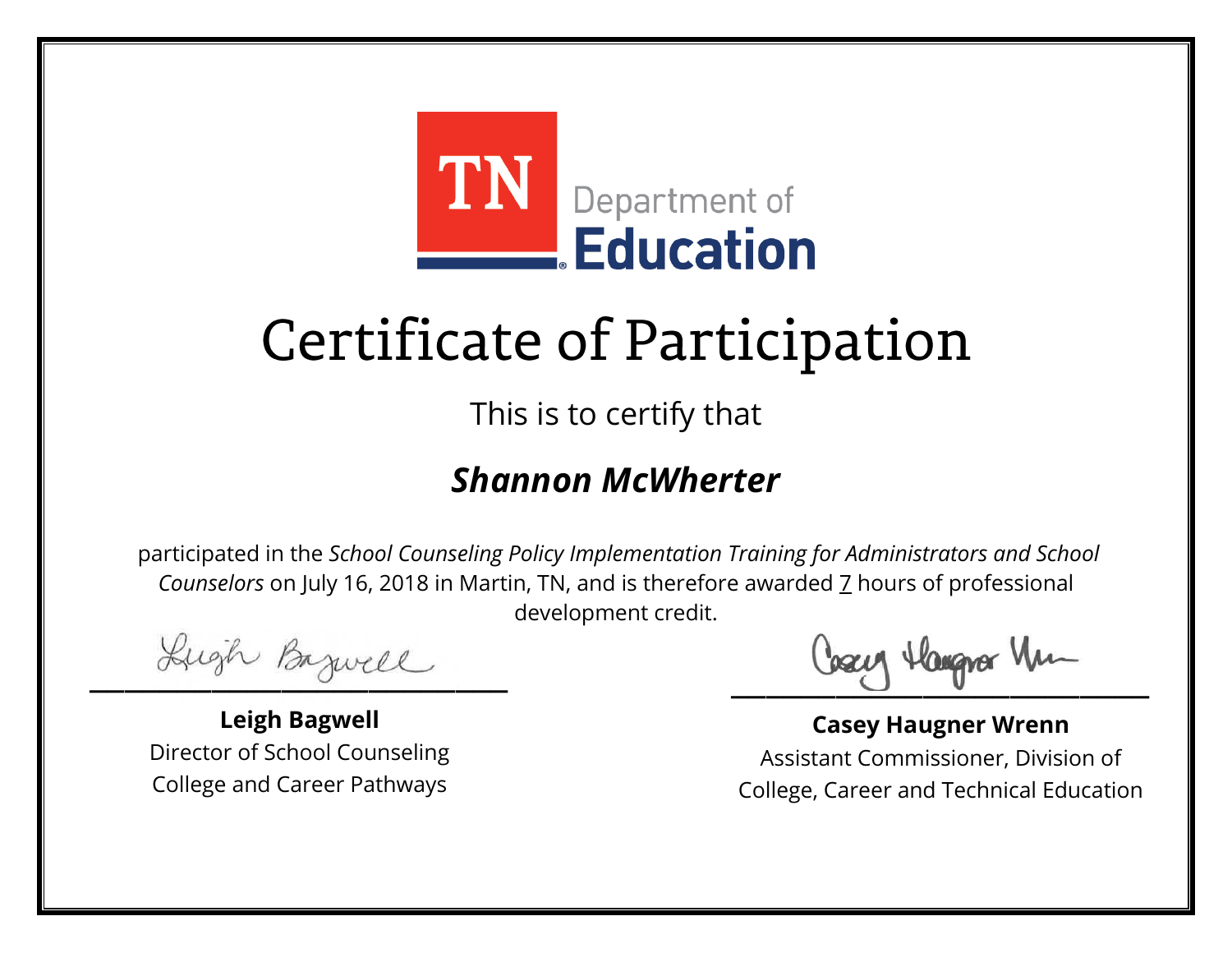TN Department of Education

# Certificate of Participation

This is to certify that

## *Shannon McWherter*

participated in the *School Counseling Policy Implementation Training for Administrators and School Counselors* on July 16, 2018 in Martin, TN, and is therefore awarded 7 hours of professional development credit.

**Leigh Bagwell**
Director of School Counseling
College and Career Pathways

**Casey Haugner Wrenn**
Assistant Commissioner, Division of
College, Career and Technical Education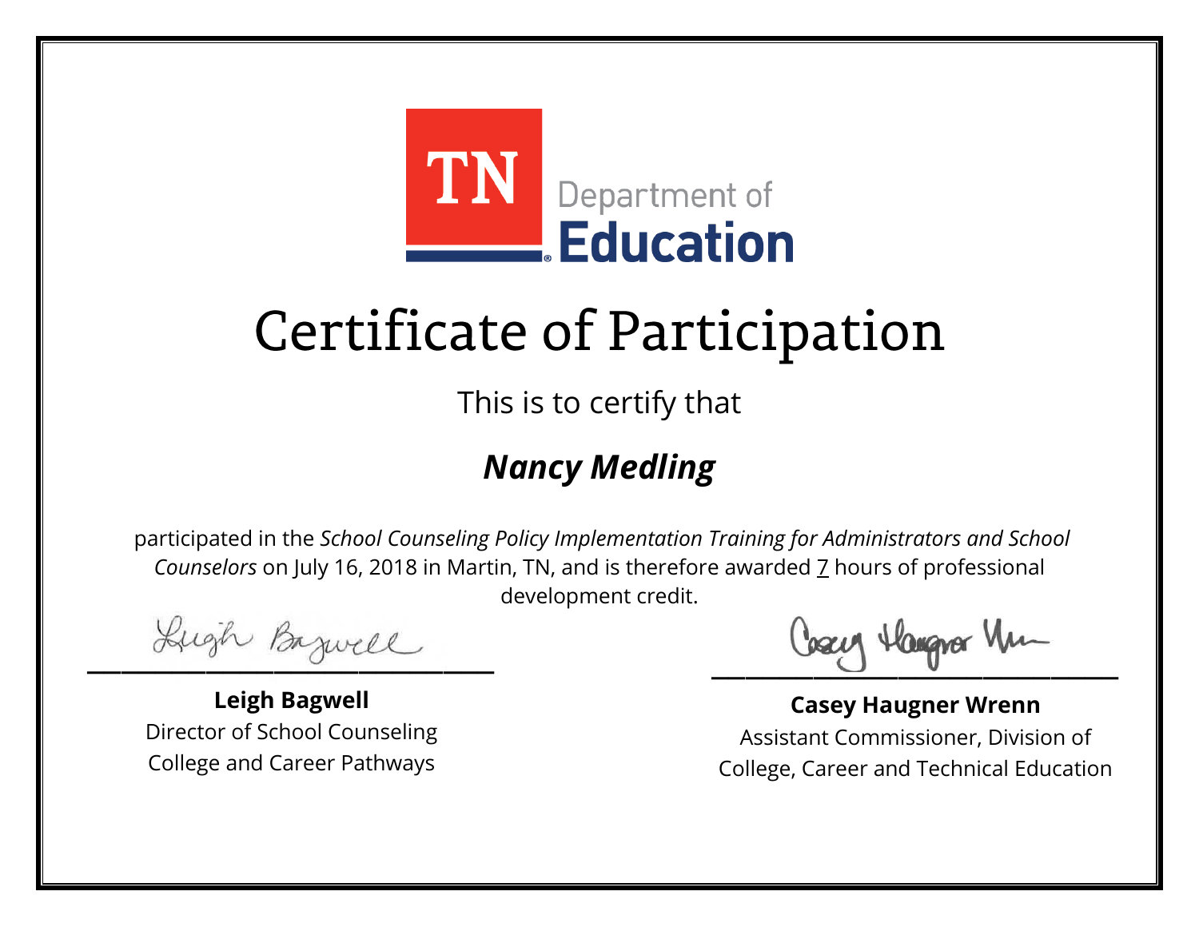TN Department of **Education**

# Certificate of Participation

This is to certify that

## ***Nancy Medling***

participated in the *School Counseling Policy Implementation Training for Administrators and School Counselors* on July 16, 2018 in Martin, TN, and is therefore awarded 7 hours of professional development credit.

**Leigh Bagwell**
Director of School Counseling
College and Career Pathways

**Casey Haugner Wrenn**
Assistant Commissioner, Division of
College, Career and Technical Education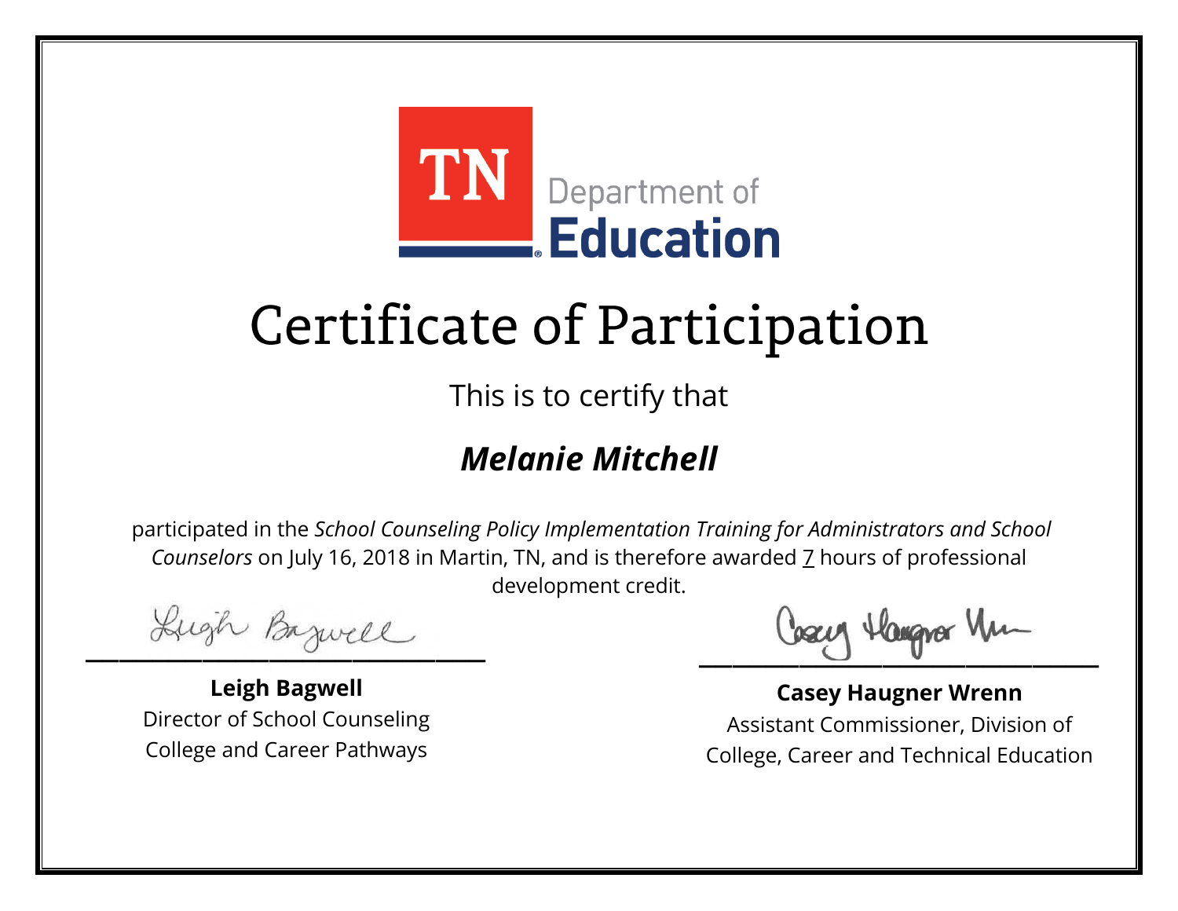TN Department of Education

# Certificate of Participation

This is to certify that

## *Melanie Mitchell*

participated in the *School Counseling Policy Implementation Training for Administrators and School Counselors* on July 16, 2018 in Martin, TN, and is therefore awarded 7 hours of professional development credit.

**Leigh Bagwell**
Director of School Counseling
College and Career Pathways

**Casey Haugner Wrenn**
Assistant Commissioner, Division of
College, Career and Technical Education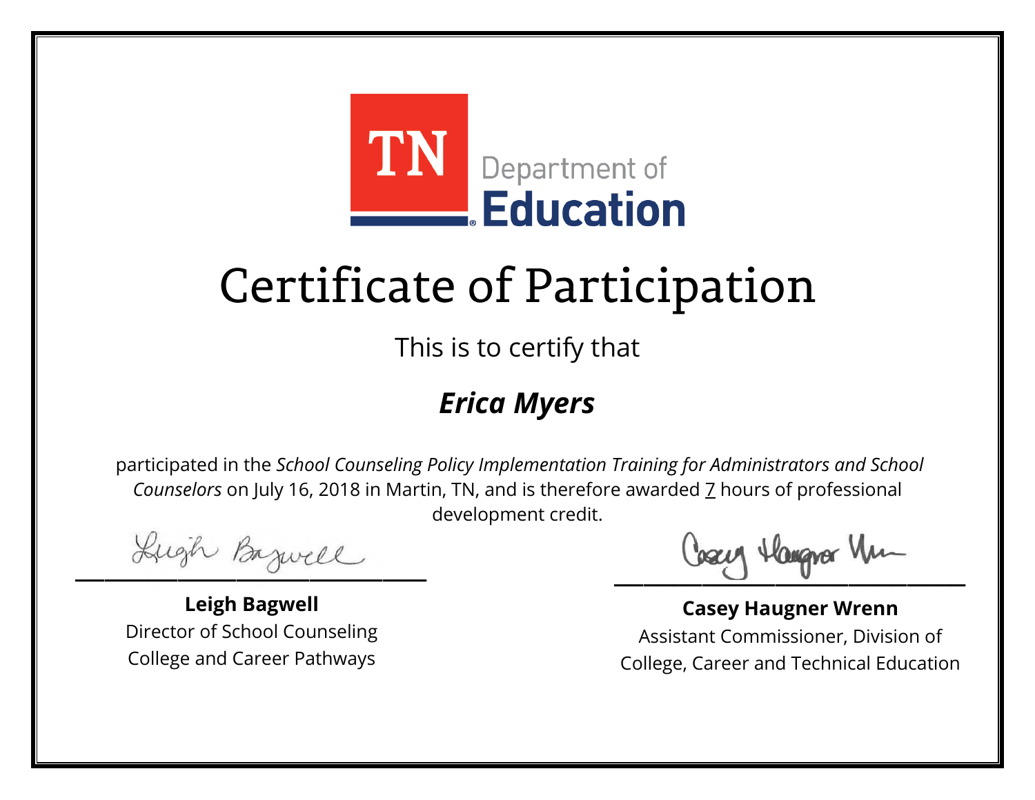TN Department of Education

# Certificate of Participation

This is to certify that

## ***Erica Myers***

participated in the *School Counseling Policy Implementation Training for Administrators and School Counselors* on July 16, 2018 in Martin, TN, and is therefore awarded 7 hours of professional development credit.

**Leigh Bagwell**
Director of School Counseling
College and Career Pathways

**Casey Haugner Wrenn**
Assistant Commissioner, Division of
College, Career and Technical Education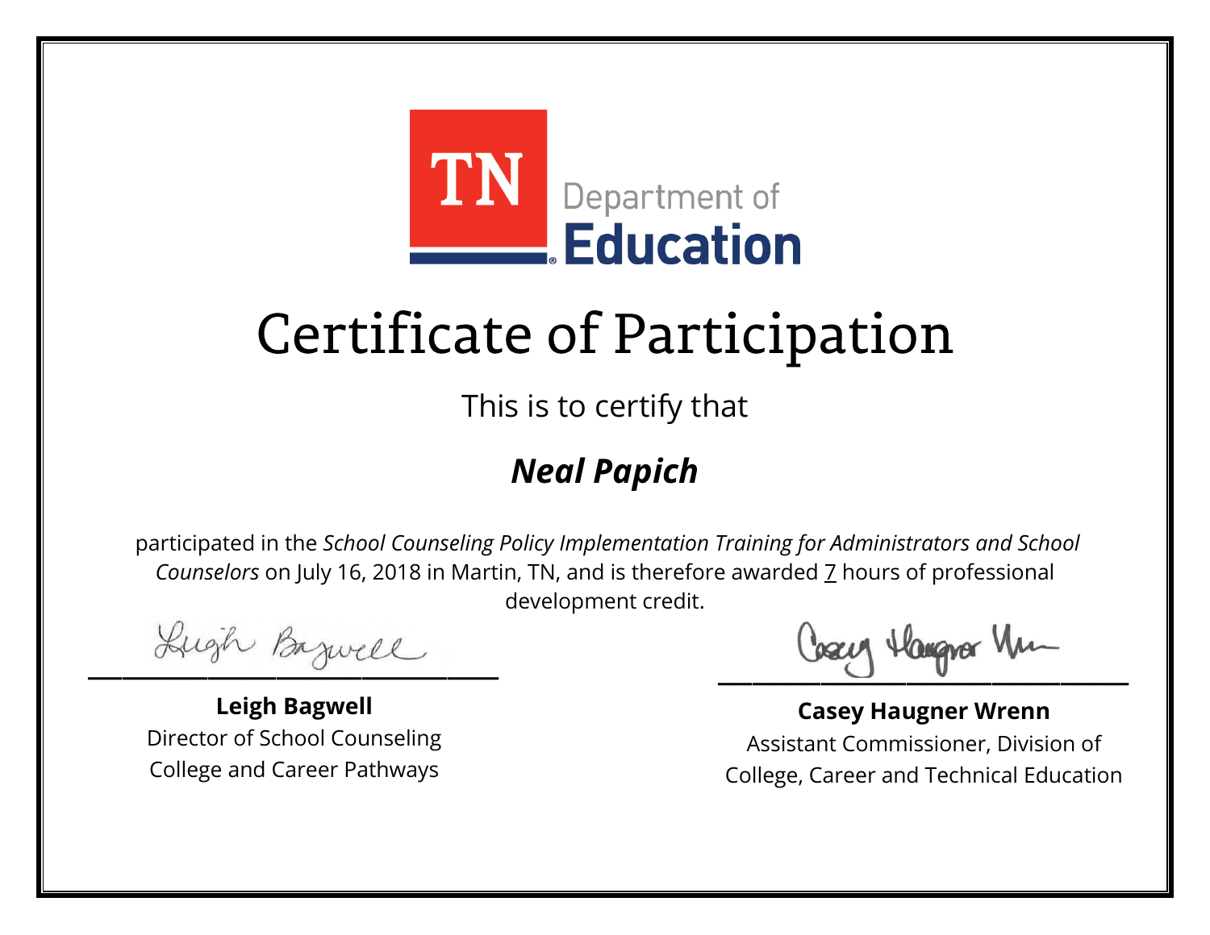TN Department of **Education**

# Certificate of Participation

This is to certify that

## ***Neal Papich***

participated in the *School Counseling Policy Implementation Training for Administrators and School Counselors* on July 16, 2018 in Martin, TN, and is therefore awarded 7 hours of professional development credit.

**Leigh Bagwell**
Director of School Counseling
College and Career Pathways

**Casey Haugner Wrenn**
Assistant Commissioner, Division of
College, Career and Technical Education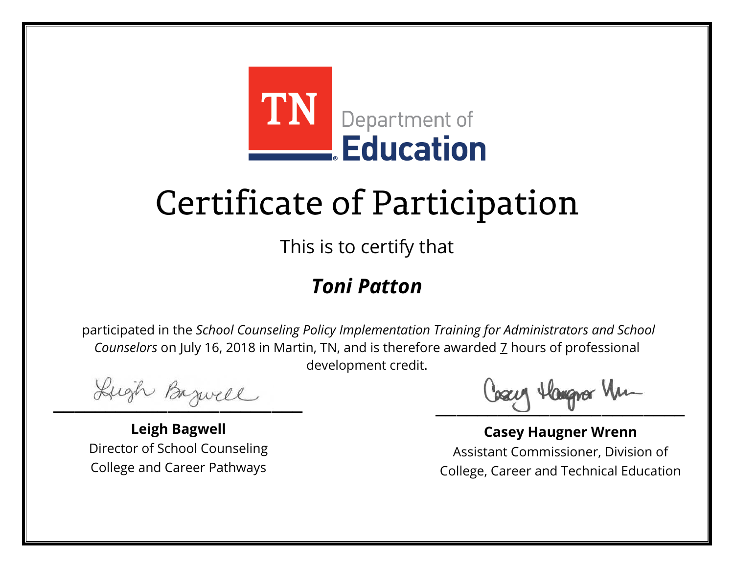TN Department of Education

# Certificate of Participation

This is to certify that

## *Toni Patton*

participated in the *School Counseling Policy Implementation Training for Administrators and School Counselors* on July 16, 2018 in Martin, TN, and is therefore awarded 7 hours of professional development credit.

**Leigh Bagwell**
Director of School Counseling
College and Career Pathways

**Casey Haugner Wrenn**
Assistant Commissioner, Division of College, Career and Technical Education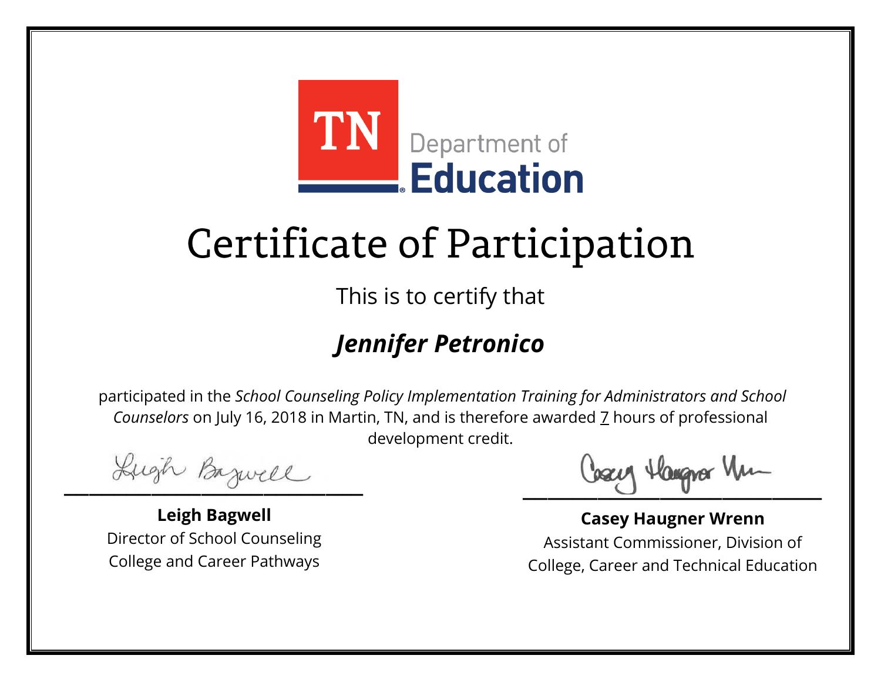TN Department of Education

# Certificate of Participation

This is to certify that

## *Jennifer Petronico*

participated in the *School Counseling Policy Implementation Training for Administrators and School Counselors* on July 16, 2018 in Martin, TN, and is therefore awarded 7 hours of professional development credit.

**Leigh Bagwell**
Director of School Counseling
College and Career Pathways

**Casey Haugner Wrenn**
Assistant Commissioner, Division of
College, Career and Technical Education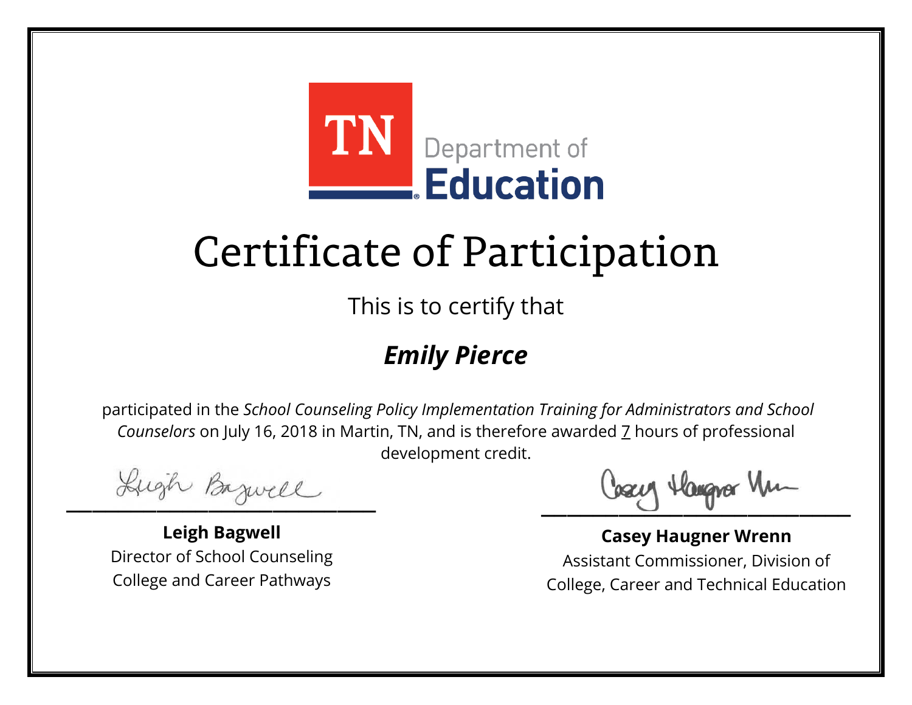TN Department of Education

# Certificate of Participation

This is to certify that

## ***Emily Pierce***

participated in the *School Counseling Policy Implementation Training for Administrators and School Counselors* on July 16, 2018 in Martin, TN, and is therefore awarded 7 hours of professional development credit.

**Leigh Bagwell**
Director of School Counseling
College and Career Pathways

**Casey Haugner Wrenn**
Assistant Commissioner, Division of College, Career and Technical Education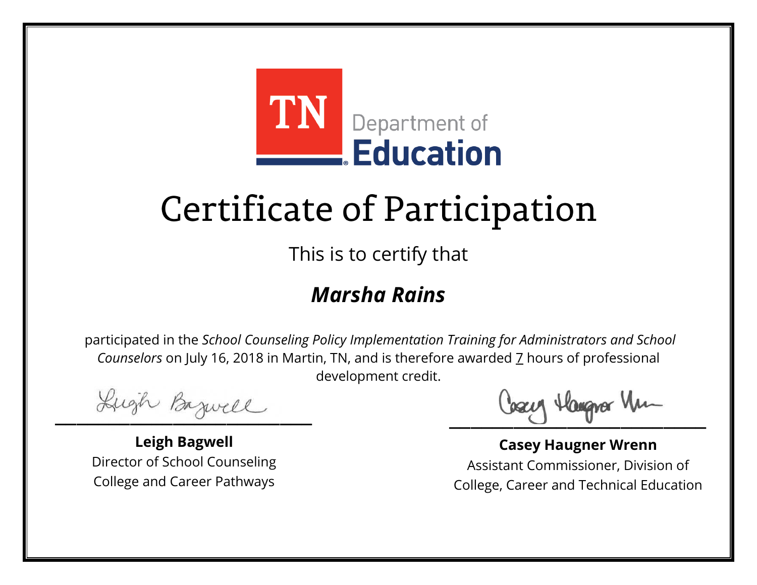TN Department of Education

# Certificate of Participation

This is to certify that

## *Marsha Rains*

participated in the *School Counseling Policy Implementation Training for Administrators and School Counselors* on July 16, 2018 in Martin, TN, and is therefore awarded 7 hours of professional development credit.

**Leigh Bagwell**
Director of School Counseling
College and Career Pathways

**Casey Haugner Wrenn**
Assistant Commissioner, Division of
College, Career and Technical Education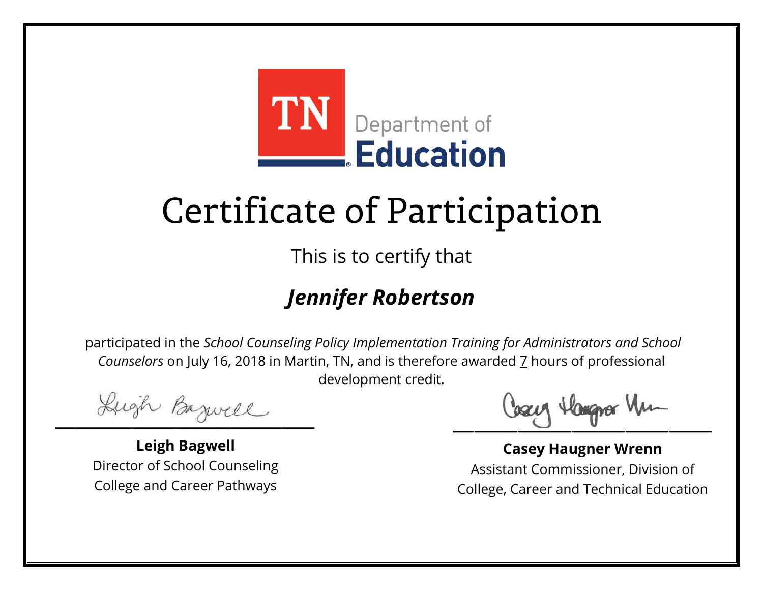TN Department of Education

# Certificate of Participation

This is to certify that

## *Jennifer Robertson*

participated in the *School Counseling Policy Implementation Training for Administrators and School Counselors* on July 16, 2018 in Martin, TN, and is therefore awarded 7 hours of professional development credit.

**Leigh Bagwell**
Director of School Counseling
College and Career Pathways

**Casey Haugner Wrenn**
Assistant Commissioner, Division of College, Career and Technical Education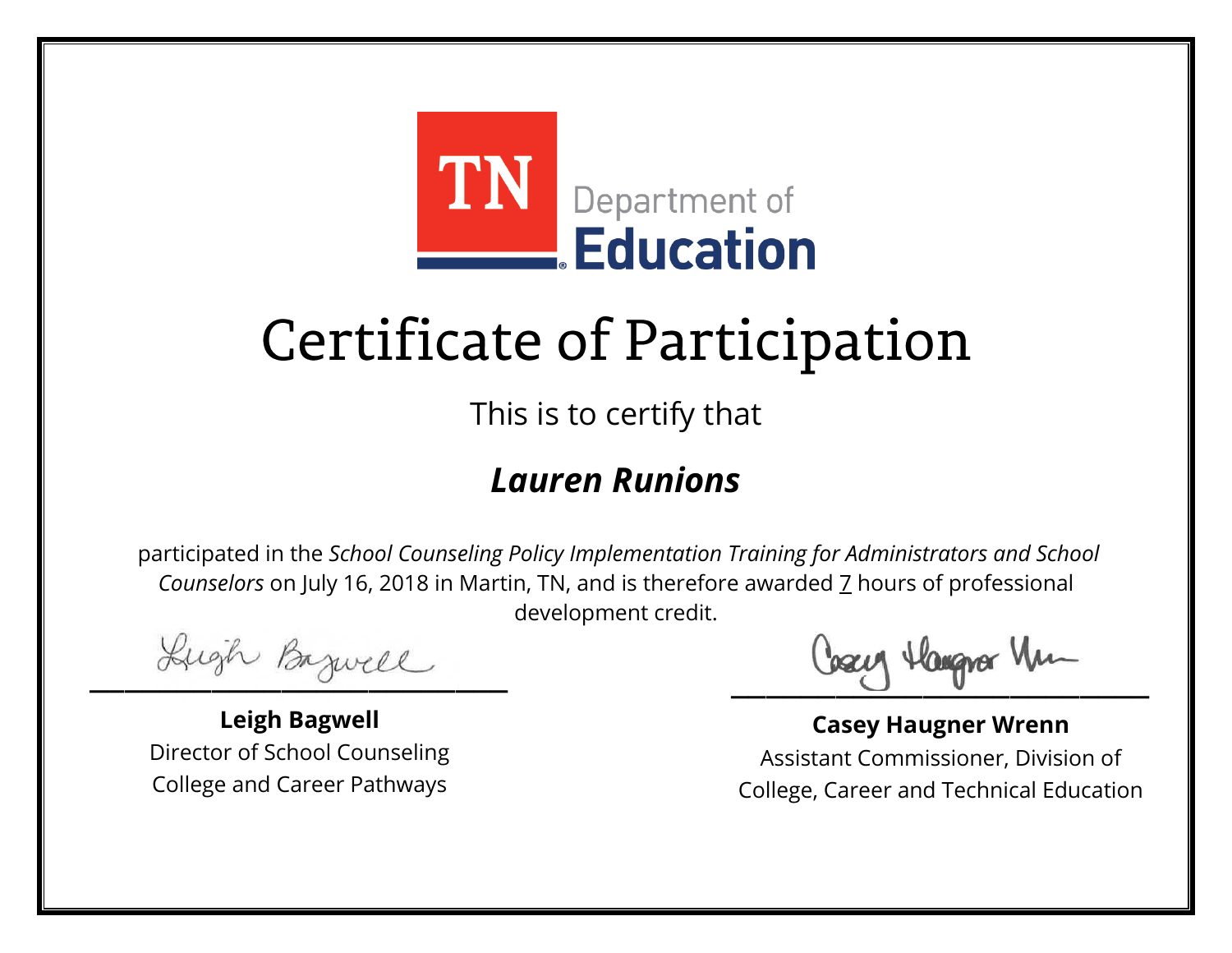TN Department of Education

# Certificate of Participation

This is to certify that

## *Lauren Runions*

participated in the *School Counseling Policy Implementation Training for Administrators and School Counselors* on July 16, 2018 in Martin, TN, and is therefore awarded 7 hours of professional development credit.

**Leigh Bagwell**
Director of School Counseling
College and Career Pathways

**Casey Haugner Wrenn**
Assistant Commissioner, Division of College, Career and Technical Education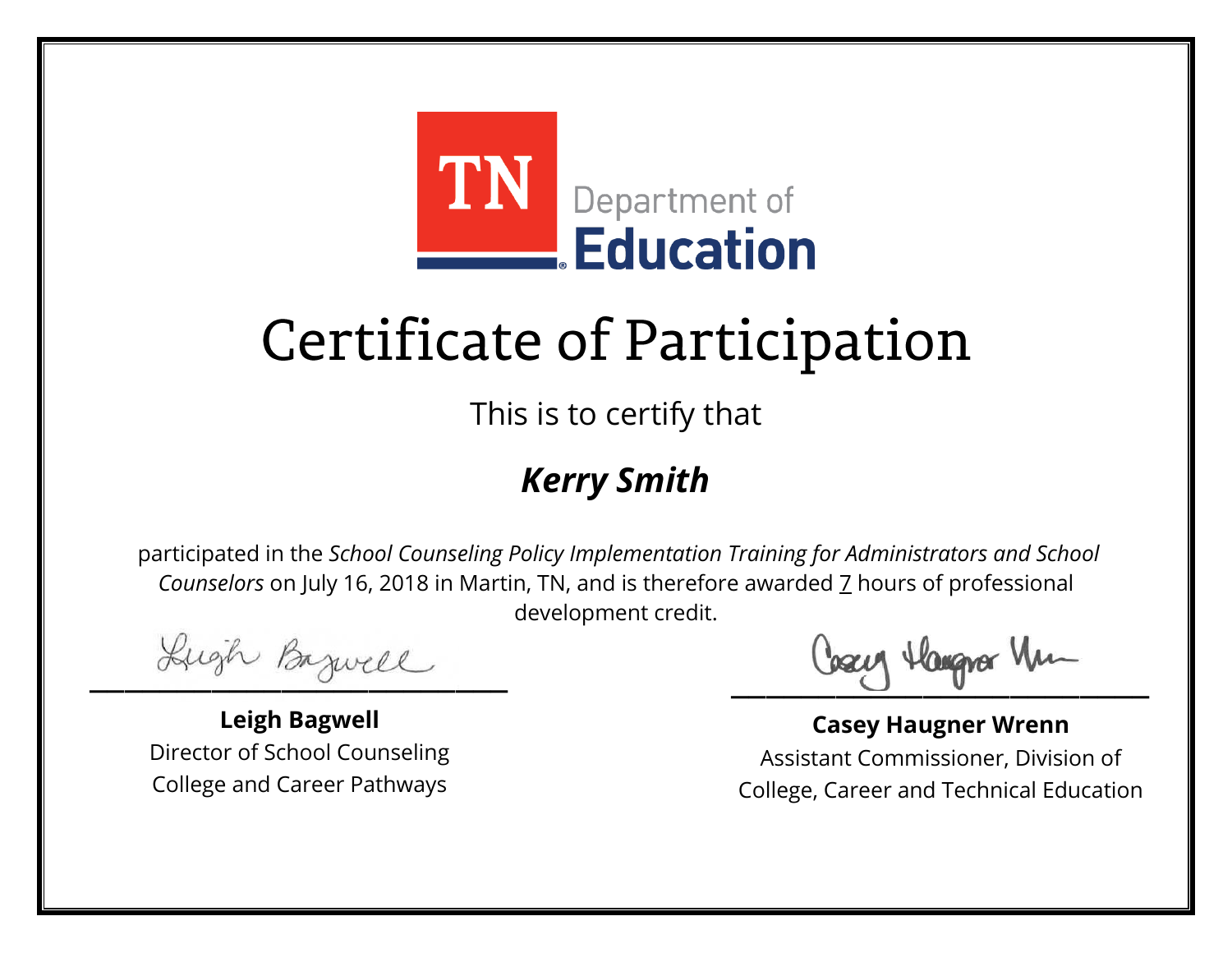TN Department of Education

# Certificate of Participation

This is to certify that

## *Kerry Smith*

participated in the *School Counseling Policy Implementation Training for Administrators and School Counselors* on July 16, 2018 in Martin, TN, and is therefore awarded 7 hours of professional development credit.

**Leigh Bagwell**
Director of School Counseling
College and Career Pathways

**Casey Haugner Wrenn**
Assistant Commissioner, Division of College, Career and Technical Education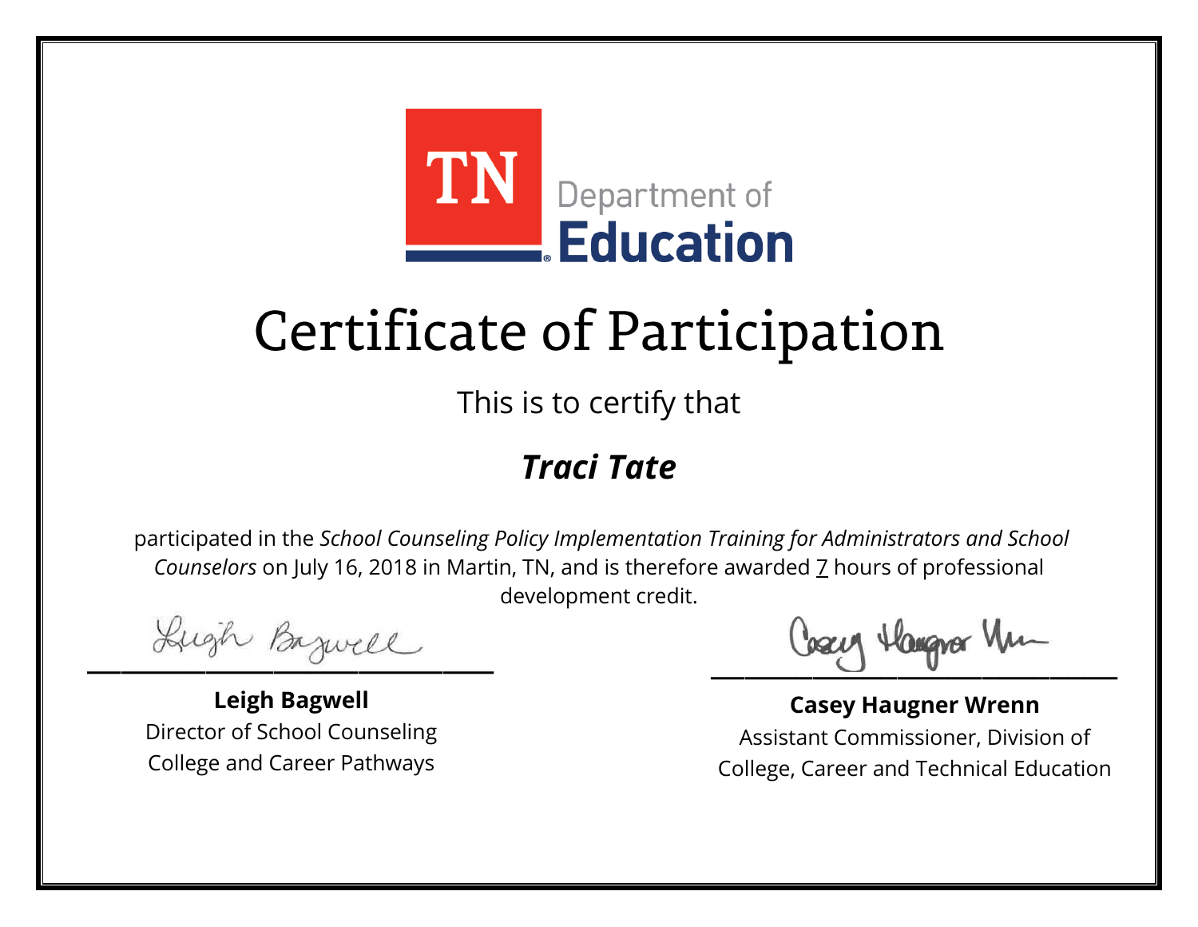TN Department of Education

# Certificate of Participation

This is to certify that

***Traci Tate***

participated in the *School Counseling Policy Implementation Training for Administrators and School Counselors* on July 16, 2018 in Martin, TN, and is therefore awarded 7 hours of professional development credit.

**Leigh Bagwell**
Director of School Counseling
College and Career Pathways

**Casey Haugner Wrenn**
Assistant Commissioner, Division of
College, Career and Technical Education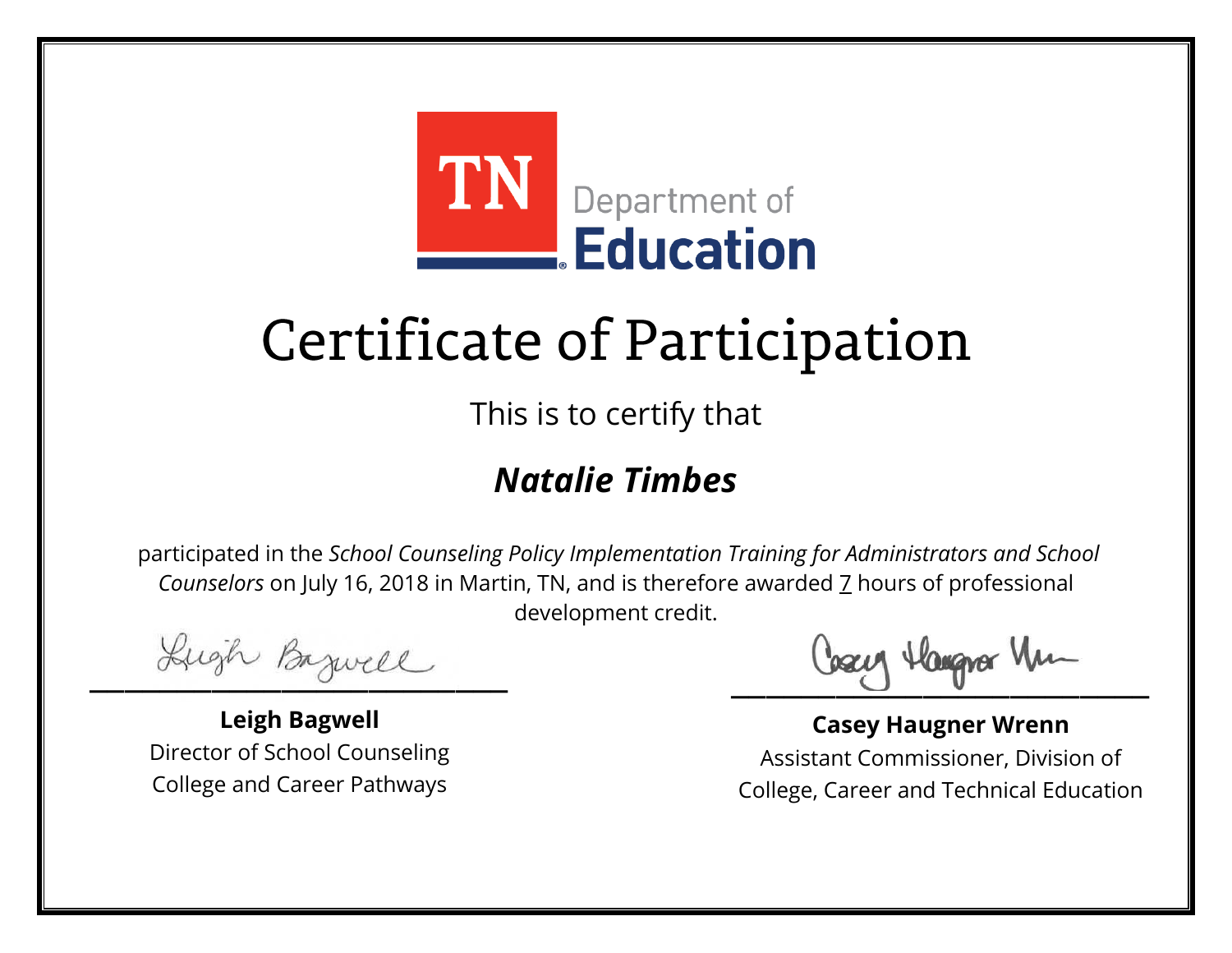TN Department of Education

# Certificate of Participation

This is to certify that

## *Natalie Timbes*

participated in the *School Counseling Policy Implementation Training for Administrators and School Counselors* on July 16, 2018 in Martin, TN, and is therefore awarded 7 hours of professional development credit.

**Leigh Bagwell**
Director of School Counseling
College and Career Pathways

**Casey Haugner Wrenn**
Assistant Commissioner, Division of
College, Career and Technical Education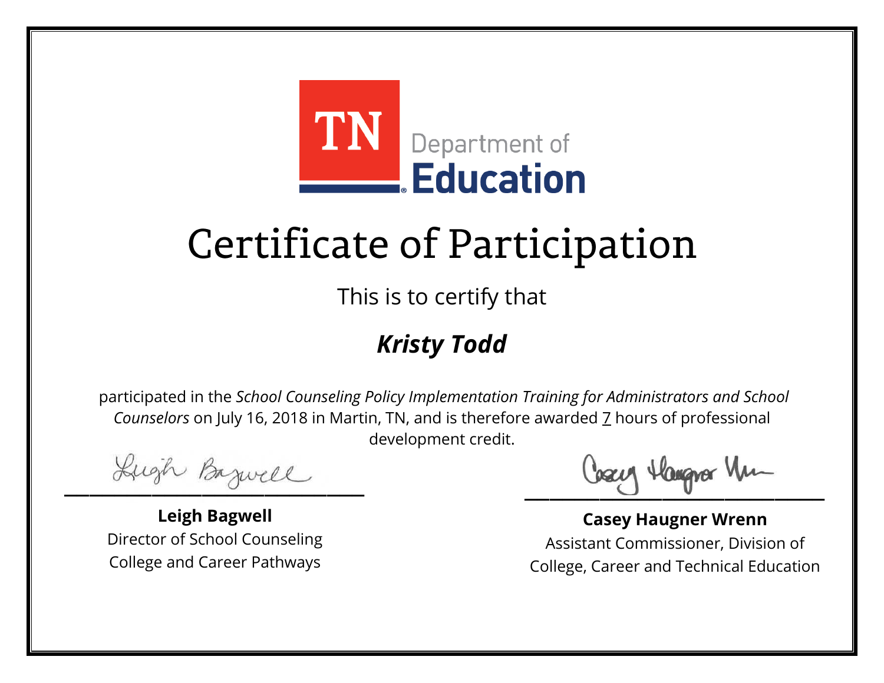TN Department of **Education**

# Certificate of Participation

This is to certify that

***Kristy Todd***

participated in the *School Counseling Policy Implementation Training for Administrators and School Counselors* on July 16, 2018 in Martin, TN, and is therefore awarded 7 hours of professional development credit.

**Leigh Bagwell**
Director of School Counseling
College and Career Pathways

**Casey Haugner Wrenn**
Assistant Commissioner, Division of
College, Career and Technical Education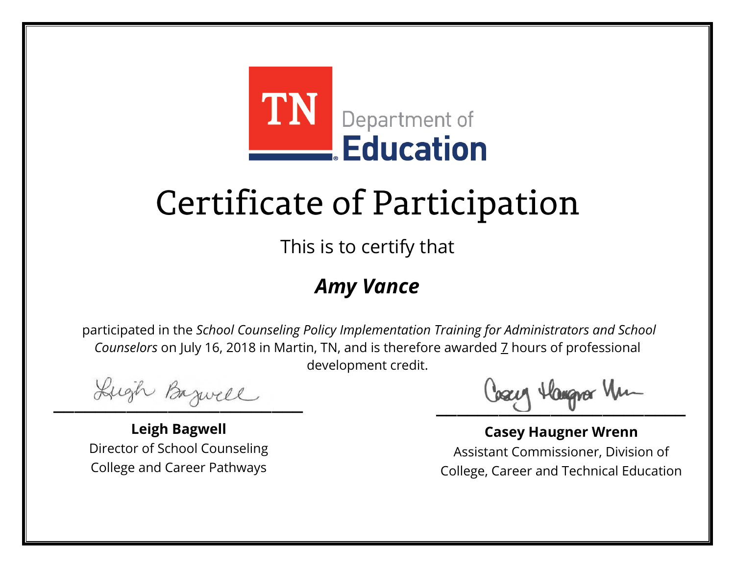TN Department of Education

# Certificate of Participation

This is to certify that

***Amy Vance***

participated in the *School Counseling Policy Implementation Training for Administrators and School Counselors* on July 16, 2018 in Martin, TN, and is therefore awarded 7 hours of professional development credit.

**Leigh Bagwell**
Director of School Counseling
College and Career Pathways

**Casey Haugner Wrenn**
Assistant Commissioner, Division of
College, Career and Technical Education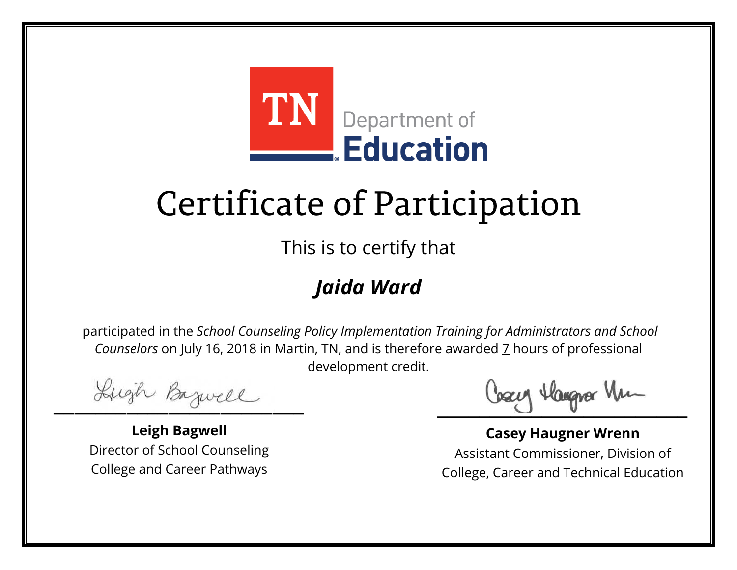TN Department of Education

# Certificate of Participation

This is to certify that

***Jaida Ward***

participated in the *School Counseling Policy Implementation Training for Administrators and School Counselors* on July 16, 2018 in Martin, TN, and is therefore awarded 7 hours of professional development credit.

**Leigh Bagwell**
Director of School Counseling
College and Career Pathways

**Casey Haugner Wrenn**
Assistant Commissioner, Division of
College, Career and Technical Education